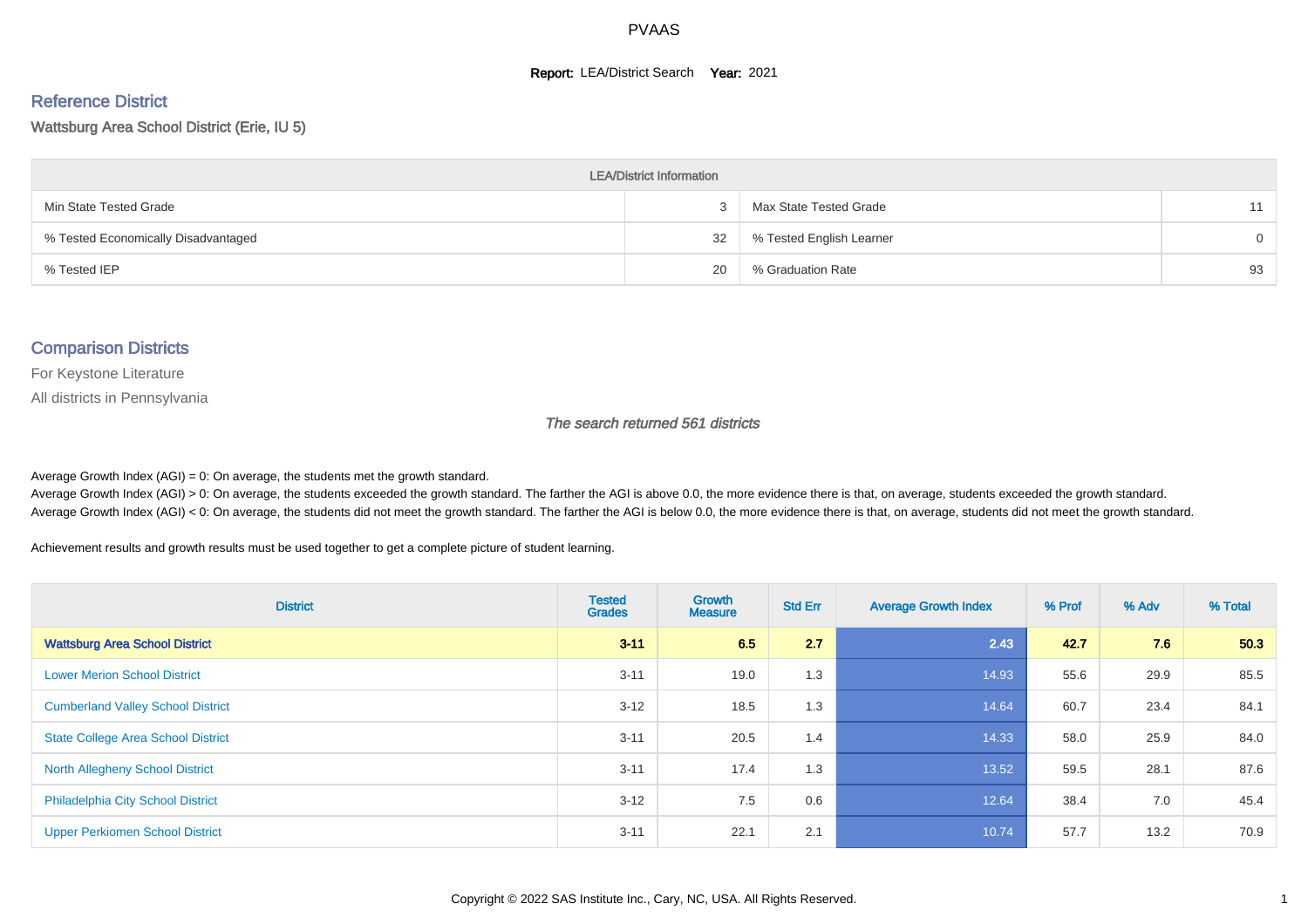# PVAAS

**Report:** LEA/District Search **Year:** 2021

## Reference District

Wattsburg Area School District (Erie, IU 5)

| LEA/District Information | | | |
|---|---|---|---|
| Min State Tested Grade | 3 | Max State Tested Grade | 11 |
| % Tested Economically Disadvantaged | 32 | % Tested English Learner | 0 |
| % Tested IEP | 20 | % Graduation Rate | 93 |

## Comparison Districts

For Keystone Literature

All districts in Pennsylvania

*The search returned 561 districts*

Average Growth Index (AGI) = 0: On average, the students met the growth standard.
Average Growth Index (AGI) > 0: On average, the students exceeded the growth standard. The farther the AGI is above 0.0, the more evidence there is that, on average, students exceeded the growth standard.
Average Growth Index (AGI) < 0: On average, the students did not meet the growth standard. The farther the AGI is below 0.0, the more evidence there is that, on average, students did not meet the growth standard.

Achievement results and growth results must be used together to get a complete picture of student learning.

| District | Tested Grades | Growth Measure | Std Err | Average Growth Index | % Prof | % Adv | % Total |
|---|---|---|---|---|---|---|---|
| **Wattsburg Area School District** | **3-11** | **6.5** | **2.7** | **2.43** | **42.7** | **7.6** | **50.3** |
| Lower Merion School District | 3-11 | 19.0 | 1.3 | 14.93 | 55.6 | 29.9 | 85.5 |
| Cumberland Valley School District | 3-12 | 18.5 | 1.3 | 14.64 | 60.7 | 23.4 | 84.1 |
| State College Area School District | 3-11 | 20.5 | 1.4 | 14.33 | 58.0 | 25.9 | 84.0 |
| North Allegheny School District | 3-11 | 17.4 | 1.3 | 13.52 | 59.5 | 28.1 | 87.6 |
| Philadelphia City School District | 3-12 | 7.5 | 0.6 | 12.64 | 38.4 | 7.0 | 45.4 |
| Upper Perkiomen School District | 3-11 | 22.1 | 2.1 | 10.74 | 57.7 | 13.2 | 70.9 |

Copyright © 2022 SAS Institute Inc., Cary, NC, USA. All Rights Reserved.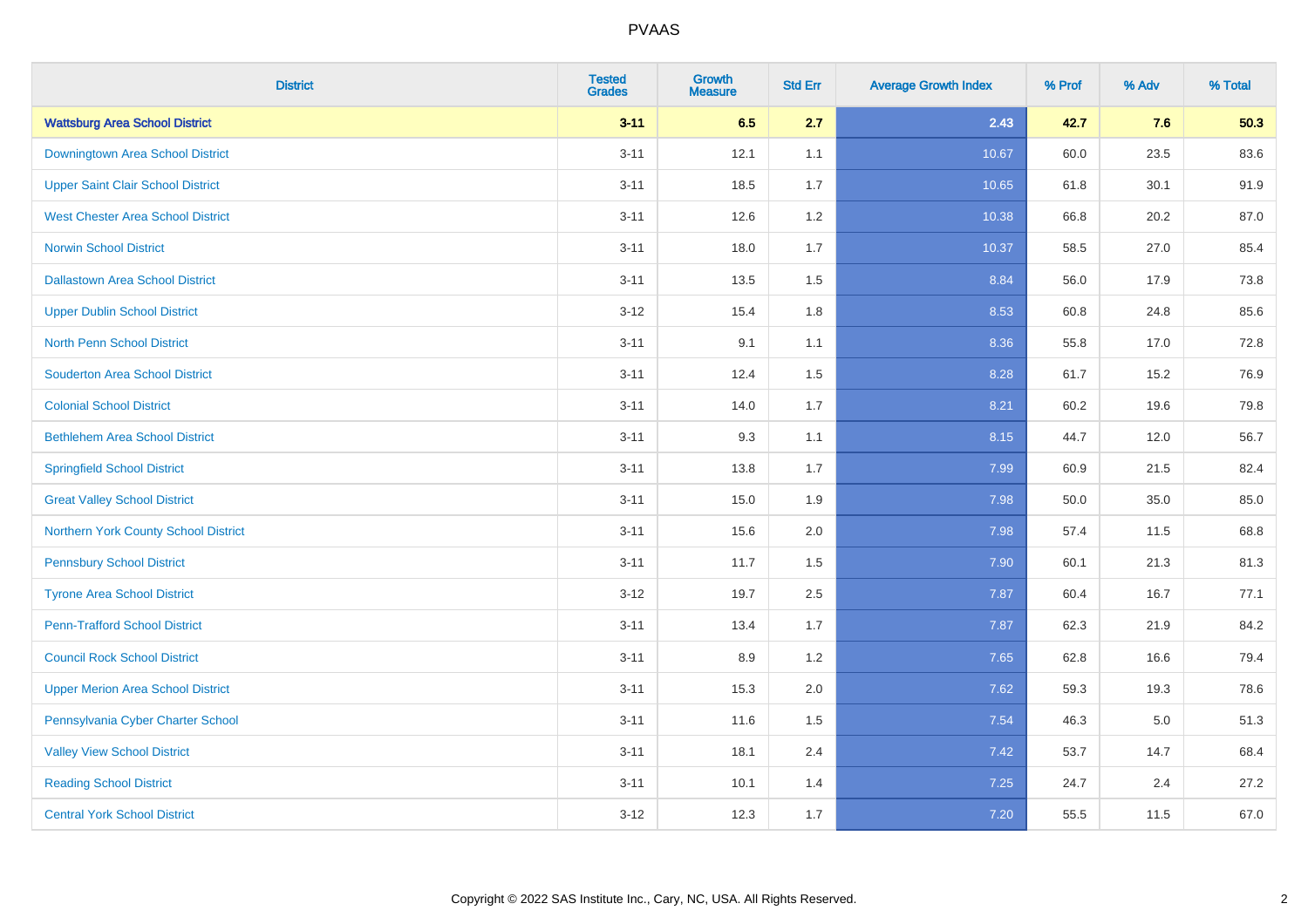# PVAAS

| District | Tested Grades | Growth Measure | Std Err | Average Growth Index | % Prof | % Adv | % Total |
|---|---|---|---|---|---|---|---|
| **Wattsburg Area School District** | **3-11** | **6.5** | **2.7** | **2.43** | **42.7** | **7.6** | **50.3** |
| Downingtown Area School District | 3-11 | 12.1 | 1.1 | 10.67 | 60.0 | 23.5 | 83.6 |
| Upper Saint Clair School District | 3-11 | 18.5 | 1.7 | 10.65 | 61.8 | 30.1 | 91.9 |
| West Chester Area School District | 3-11 | 12.6 | 1.2 | 10.38 | 66.8 | 20.2 | 87.0 |
| Norwin School District | 3-11 | 18.0 | 1.7 | 10.37 | 58.5 | 27.0 | 85.4 |
| Dallastown Area School District | 3-11 | 13.5 | 1.5 | 8.84 | 56.0 | 17.9 | 73.8 |
| Upper Dublin School District | 3-12 | 15.4 | 1.8 | 8.53 | 60.8 | 24.8 | 85.6 |
| North Penn School District | 3-11 | 9.1 | 1.1 | 8.36 | 55.8 | 17.0 | 72.8 |
| Souderton Area School District | 3-11 | 12.4 | 1.5 | 8.28 | 61.7 | 15.2 | 76.9 |
| Colonial School District | 3-11 | 14.0 | 1.7 | 8.21 | 60.2 | 19.6 | 79.8 |
| Bethlehem Area School District | 3-11 | 9.3 | 1.1 | 8.15 | 44.7 | 12.0 | 56.7 |
| Springfield School District | 3-11 | 13.8 | 1.7 | 7.99 | 60.9 | 21.5 | 82.4 |
| Great Valley School District | 3-11 | 15.0 | 1.9 | 7.98 | 50.0 | 35.0 | 85.0 |
| Northern York County School District | 3-11 | 15.6 | 2.0 | 7.98 | 57.4 | 11.5 | 68.8 |
| Pennsbury School District | 3-11 | 11.7 | 1.5 | 7.90 | 60.1 | 21.3 | 81.3 |
| Tyrone Area School District | 3-12 | 19.7 | 2.5 | 7.87 | 60.4 | 16.7 | 77.1 |
| Penn-Trafford School District | 3-11 | 13.4 | 1.7 | 7.87 | 62.3 | 21.9 | 84.2 |
| Council Rock School District | 3-11 | 8.9 | 1.2 | 7.65 | 62.8 | 16.6 | 79.4 |
| Upper Merion Area School District | 3-11 | 15.3 | 2.0 | 7.62 | 59.3 | 19.3 | 78.6 |
| Pennsylvania Cyber Charter School | 3-11 | 11.6 | 1.5 | 7.54 | 46.3 | 5.0 | 51.3 |
| Valley View School District | 3-11 | 18.1 | 2.4 | 7.42 | 53.7 | 14.7 | 68.4 |
| Reading School District | 3-11 | 10.1 | 1.4 | 7.25 | 24.7 | 2.4 | 27.2 |
| Central York School District | 3-12 | 12.3 | 1.7 | 7.20 | 55.5 | 11.5 | 67.0 |

Copyright © 2022 SAS Institute Inc., Cary, NC, USA. All Rights Reserved.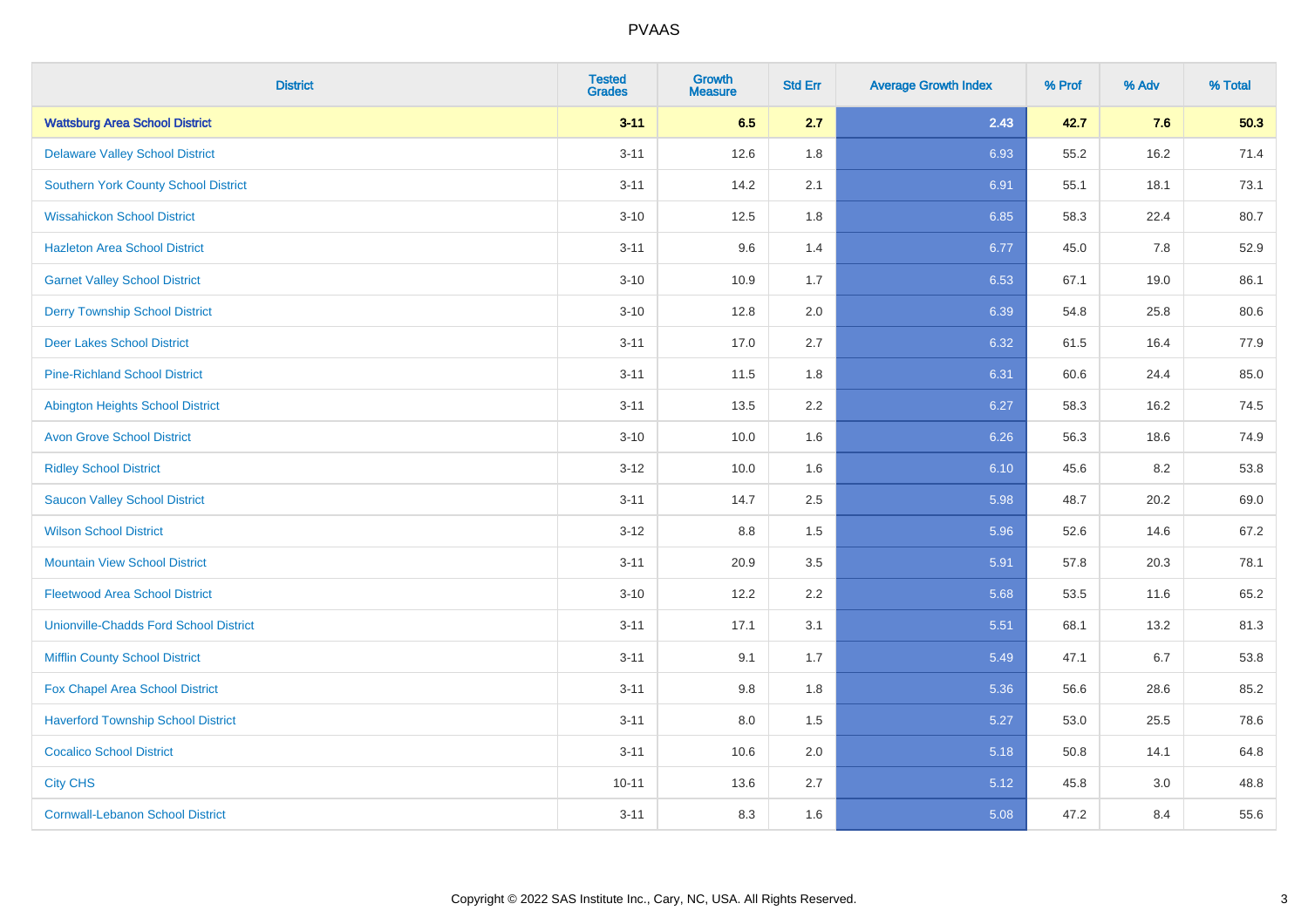| District | Tested Grades | Growth Measure | Std Err | Average Growth Index | % Prof | % Adv | % Total |
|---|---|---|---|---|---|---|---|
| **Wattsburg Area School District** | **3-11** | **6.5** | **2.7** | **2.43** | **42.7** | **7.6** | **50.3** |
| Delaware Valley School District | 3-11 | 12.6 | 1.8 | 6.93 | 55.2 | 16.2 | 71.4 |
| Southern York County School District | 3-11 | 14.2 | 2.1 | 6.91 | 55.1 | 18.1 | 73.1 |
| Wissahickon School District | 3-10 | 12.5 | 1.8 | 6.85 | 58.3 | 22.4 | 80.7 |
| Hazleton Area School District | 3-11 | 9.6 | 1.4 | 6.77 | 45.0 | 7.8 | 52.9 |
| Garnet Valley School District | 3-10 | 10.9 | 1.7 | 6.53 | 67.1 | 19.0 | 86.1 |
| Derry Township School District | 3-10 | 12.8 | 2.0 | 6.39 | 54.8 | 25.8 | 80.6 |
| Deer Lakes School District | 3-11 | 17.0 | 2.7 | 6.32 | 61.5 | 16.4 | 77.9 |
| Pine-Richland School District | 3-11 | 11.5 | 1.8 | 6.31 | 60.6 | 24.4 | 85.0 |
| Abington Heights School District | 3-11 | 13.5 | 2.2 | 6.27 | 58.3 | 16.2 | 74.5 |
| Avon Grove School District | 3-10 | 10.0 | 1.6 | 6.26 | 56.3 | 18.6 | 74.9 |
| Ridley School District | 3-12 | 10.0 | 1.6 | 6.10 | 45.6 | 8.2 | 53.8 |
| Saucon Valley School District | 3-11 | 14.7 | 2.5 | 5.98 | 48.7 | 20.2 | 69.0 |
| Wilson School District | 3-12 | 8.8 | 1.5 | 5.96 | 52.6 | 14.6 | 67.2 |
| Mountain View School District | 3-11 | 20.9 | 3.5 | 5.91 | 57.8 | 20.3 | 78.1 |
| Fleetwood Area School District | 3-10 | 12.2 | 2.2 | 5.68 | 53.5 | 11.6 | 65.2 |
| Unionville-Chadds Ford School District | 3-11 | 17.1 | 3.1 | 5.51 | 68.1 | 13.2 | 81.3 |
| Mifflin County School District | 3-11 | 9.1 | 1.7 | 5.49 | 47.1 | 6.7 | 53.8 |
| Fox Chapel Area School District | 3-11 | 9.8 | 1.8 | 5.36 | 56.6 | 28.6 | 85.2 |
| Haverford Township School District | 3-11 | 8.0 | 1.5 | 5.27 | 53.0 | 25.5 | 78.6 |
| Cocalico School District | 3-11 | 10.6 | 2.0 | 5.18 | 50.8 | 14.1 | 64.8 |
| City CHS | 10-11 | 13.6 | 2.7 | 5.12 | 45.8 | 3.0 | 48.8 |
| Cornwall-Lebanon School District | 3-11 | 8.3 | 1.6 | 5.08 | 47.2 | 8.4 | 55.6 |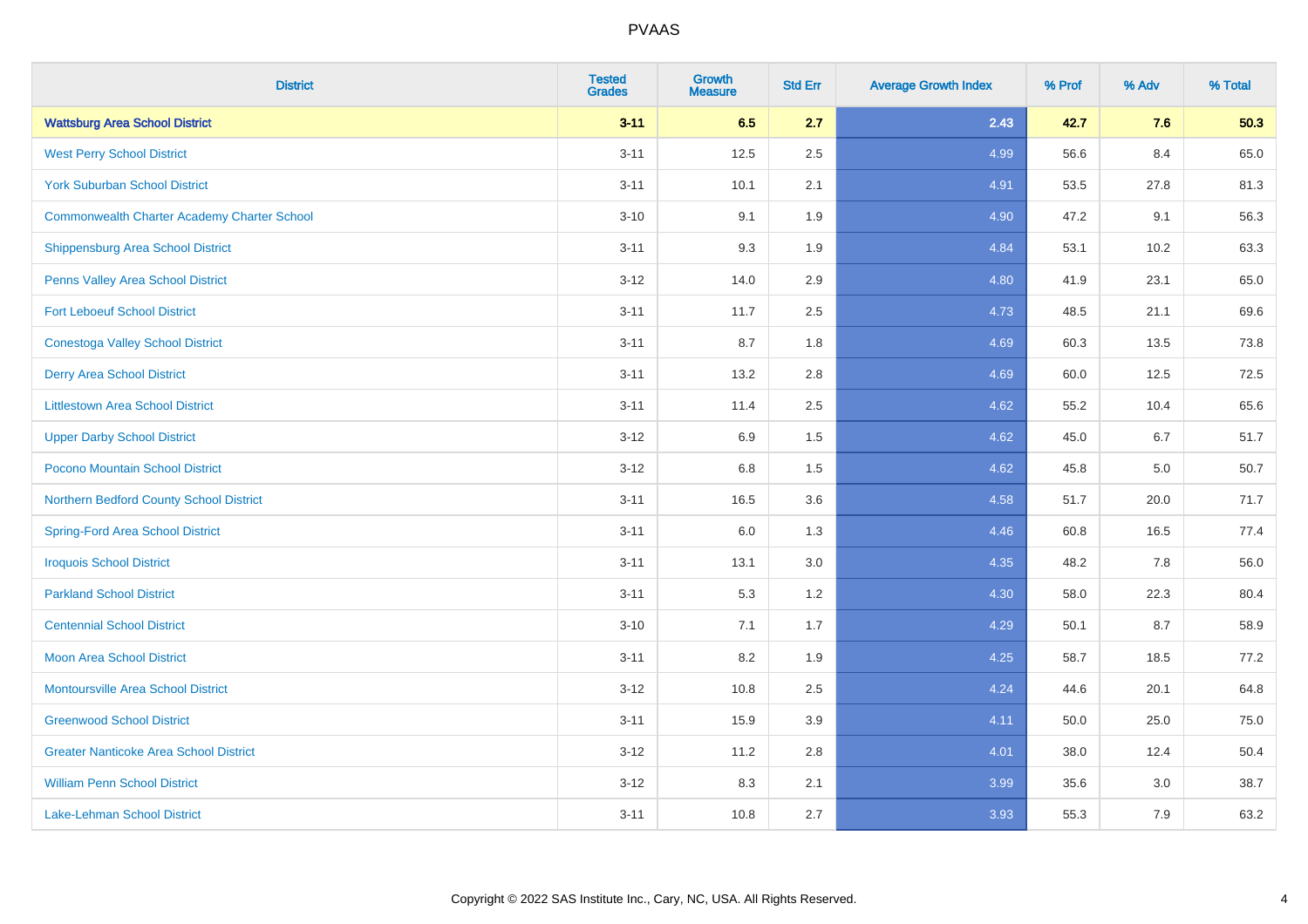# PVAAS

| District | Tested Grades | Growth Measure | Std Err | Average Growth Index | % Prof | % Adv | % Total |
|---|---|---|---|---|---|---|---|
| **Wattsburg Area School District** | **3-11** | **6.5** | **2.7** | **2.43** | **42.7** | **7.6** | **50.3** |
| West Perry School District | 3-11 | 12.5 | 2.5 | 4.99 | 56.6 | 8.4 | 65.0 |
| York Suburban School District | 3-11 | 10.1 | 2.1 | 4.91 | 53.5 | 27.8 | 81.3 |
| Commonwealth Charter Academy Charter School | 3-10 | 9.1 | 1.9 | 4.90 | 47.2 | 9.1 | 56.3 |
| Shippensburg Area School District | 3-11 | 9.3 | 1.9 | 4.84 | 53.1 | 10.2 | 63.3 |
| Penns Valley Area School District | 3-12 | 14.0 | 2.9 | 4.80 | 41.9 | 23.1 | 65.0 |
| Fort Leboeuf School District | 3-11 | 11.7 | 2.5 | 4.73 | 48.5 | 21.1 | 69.6 |
| Conestoga Valley School District | 3-11 | 8.7 | 1.8 | 4.69 | 60.3 | 13.5 | 73.8 |
| Derry Area School District | 3-11 | 13.2 | 2.8 | 4.69 | 60.0 | 12.5 | 72.5 |
| Littlestown Area School District | 3-11 | 11.4 | 2.5 | 4.62 | 55.2 | 10.4 | 65.6 |
| Upper Darby School District | 3-12 | 6.9 | 1.5 | 4.62 | 45.0 | 6.7 | 51.7 |
| Pocono Mountain School District | 3-12 | 6.8 | 1.5 | 4.62 | 45.8 | 5.0 | 50.7 |
| Northern Bedford County School District | 3-11 | 16.5 | 3.6 | 4.58 | 51.7 | 20.0 | 71.7 |
| Spring-Ford Area School District | 3-11 | 6.0 | 1.3 | 4.46 | 60.8 | 16.5 | 77.4 |
| Iroquois School District | 3-11 | 13.1 | 3.0 | 4.35 | 48.2 | 7.8 | 56.0 |
| Parkland School District | 3-11 | 5.3 | 1.2 | 4.30 | 58.0 | 22.3 | 80.4 |
| Centennial School District | 3-10 | 7.1 | 1.7 | 4.29 | 50.1 | 8.7 | 58.9 |
| Moon Area School District | 3-11 | 8.2 | 1.9 | 4.25 | 58.7 | 18.5 | 77.2 |
| Montoursville Area School District | 3-12 | 10.8 | 2.5 | 4.24 | 44.6 | 20.1 | 64.8 |
| Greenwood School District | 3-11 | 15.9 | 3.9 | 4.11 | 50.0 | 25.0 | 75.0 |
| Greater Nanticoke Area School District | 3-12 | 11.2 | 2.8 | 4.01 | 38.0 | 12.4 | 50.4 |
| William Penn School District | 3-12 | 8.3 | 2.1 | 3.99 | 35.6 | 3.0 | 38.7 |
| Lake-Lehman School District | 3-11 | 10.8 | 2.7 | 3.93 | 55.3 | 7.9 | 63.2 |

Copyright © 2022 SAS Institute Inc., Cary, NC, USA. All Rights Reserved.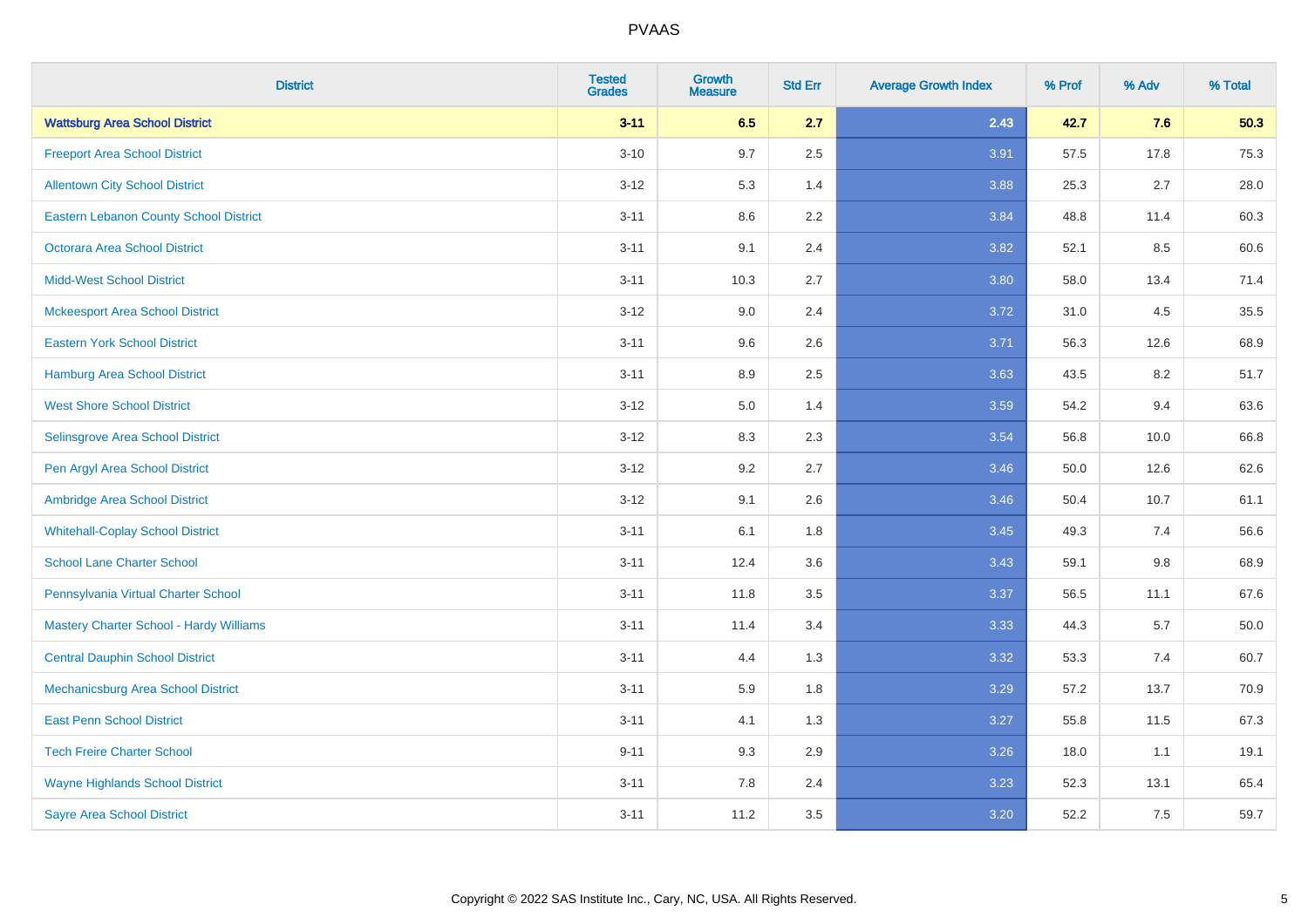# PVAAS

| District | Tested Grades | Growth Measure | Std Err | Average Growth Index | % Prof | % Adv | % Total |
|---|---|---|---|---|---|---|---|
| **Wattsburg Area School District** | **3-11** | **6.5** | **2.7** | **2.43** | **42.7** | **7.6** | **50.3** |
| Freeport Area School District | 3-10 | 9.7 | 2.5 | 3.91 | 57.5 | 17.8 | 75.3 |
| Allentown City School District | 3-12 | 5.3 | 1.4 | 3.88 | 25.3 | 2.7 | 28.0 |
| Eastern Lebanon County School District | 3-11 | 8.6 | 2.2 | 3.84 | 48.8 | 11.4 | 60.3 |
| Octorara Area School District | 3-11 | 9.1 | 2.4 | 3.82 | 52.1 | 8.5 | 60.6 |
| Midd-West School District | 3-11 | 10.3 | 2.7 | 3.80 | 58.0 | 13.4 | 71.4 |
| Mckeesport Area School District | 3-12 | 9.0 | 2.4 | 3.72 | 31.0 | 4.5 | 35.5 |
| Eastern York School District | 3-11 | 9.6 | 2.6 | 3.71 | 56.3 | 12.6 | 68.9 |
| Hamburg Area School District | 3-11 | 8.9 | 2.5 | 3.63 | 43.5 | 8.2 | 51.7 |
| West Shore School District | 3-12 | 5.0 | 1.4 | 3.59 | 54.2 | 9.4 | 63.6 |
| Selinsgrove Area School District | 3-12 | 8.3 | 2.3 | 3.54 | 56.8 | 10.0 | 66.8 |
| Pen Argyl Area School District | 3-12 | 9.2 | 2.7 | 3.46 | 50.0 | 12.6 | 62.6 |
| Ambridge Area School District | 3-12 | 9.1 | 2.6 | 3.46 | 50.4 | 10.7 | 61.1 |
| Whitehall-Coplay School District | 3-11 | 6.1 | 1.8 | 3.45 | 49.3 | 7.4 | 56.6 |
| School Lane Charter School | 3-11 | 12.4 | 3.6 | 3.43 | 59.1 | 9.8 | 68.9 |
| Pennsylvania Virtual Charter School | 3-11 | 11.8 | 3.5 | 3.37 | 56.5 | 11.1 | 67.6 |
| Mastery Charter School - Hardy Williams | 3-11 | 11.4 | 3.4 | 3.33 | 44.3 | 5.7 | 50.0 |
| Central Dauphin School District | 3-11 | 4.4 | 1.3 | 3.32 | 53.3 | 7.4 | 60.7 |
| Mechanicsburg Area School District | 3-11 | 5.9 | 1.8 | 3.29 | 57.2 | 13.7 | 70.9 |
| East Penn School District | 3-11 | 4.1 | 1.3 | 3.27 | 55.8 | 11.5 | 67.3 |
| Tech Freire Charter School | 9-11 | 9.3 | 2.9 | 3.26 | 18.0 | 1.1 | 19.1 |
| Wayne Highlands School District | 3-11 | 7.8 | 2.4 | 3.23 | 52.3 | 13.1 | 65.4 |
| Sayre Area School District | 3-11 | 11.2 | 3.5 | 3.20 | 52.2 | 7.5 | 59.7 |

Copyright © 2022 SAS Institute Inc., Cary, NC, USA. All Rights Reserved.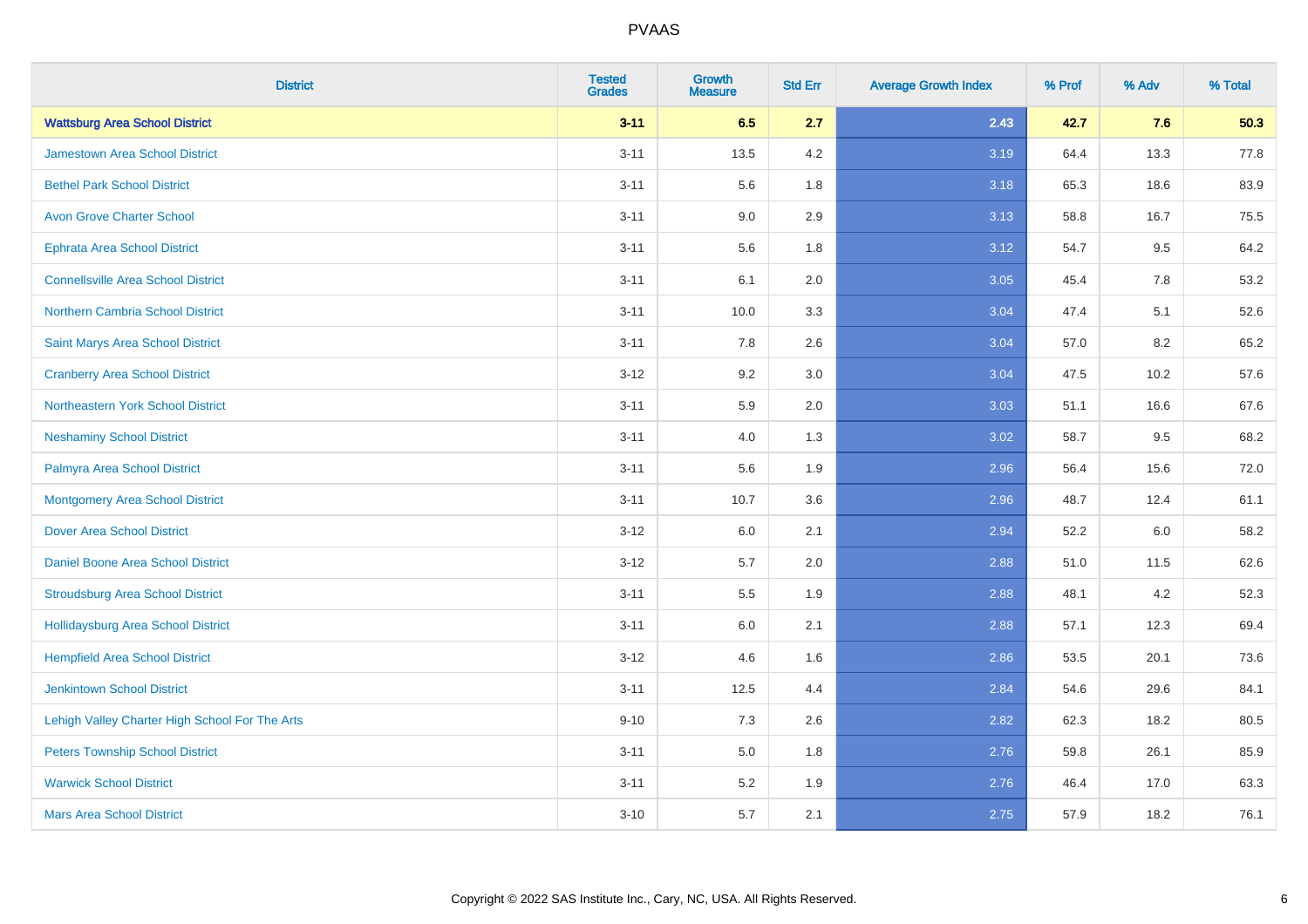| District | Tested Grades | Growth Measure | Std Err | Average Growth Index | % Prof | % Adv | % Total |
|---|---|---|---|---|---|---|---|
| **Wattsburg Area School District** | **3-11** | **6.5** | **2.7** | **2.43** | **42.7** | **7.6** | **50.3** |
| Jamestown Area School District | 3-11 | 13.5 | 4.2 | 3.19 | 64.4 | 13.3 | 77.8 |
| Bethel Park School District | 3-11 | 5.6 | 1.8 | 3.18 | 65.3 | 18.6 | 83.9 |
| Avon Grove Charter School | 3-11 | 9.0 | 2.9 | 3.13 | 58.8 | 16.7 | 75.5 |
| Ephrata Area School District | 3-11 | 5.6 | 1.8 | 3.12 | 54.7 | 9.5 | 64.2 |
| Connellsville Area School District | 3-11 | 6.1 | 2.0 | 3.05 | 45.4 | 7.8 | 53.2 |
| Northern Cambria School District | 3-11 | 10.0 | 3.3 | 3.04 | 47.4 | 5.1 | 52.6 |
| Saint Marys Area School District | 3-11 | 7.8 | 2.6 | 3.04 | 57.0 | 8.2 | 65.2 |
| Cranberry Area School District | 3-12 | 9.2 | 3.0 | 3.04 | 47.5 | 10.2 | 57.6 |
| Northeastern York School District | 3-11 | 5.9 | 2.0 | 3.03 | 51.1 | 16.6 | 67.6 |
| Neshaminy School District | 3-11 | 4.0 | 1.3 | 3.02 | 58.7 | 9.5 | 68.2 |
| Palmyra Area School District | 3-11 | 5.6 | 1.9 | 2.96 | 56.4 | 15.6 | 72.0 |
| Montgomery Area School District | 3-11 | 10.7 | 3.6 | 2.96 | 48.7 | 12.4 | 61.1 |
| Dover Area School District | 3-12 | 6.0 | 2.1 | 2.94 | 52.2 | 6.0 | 58.2 |
| Daniel Boone Area School District | 3-12 | 5.7 | 2.0 | 2.88 | 51.0 | 11.5 | 62.6 |
| Stroudsburg Area School District | 3-11 | 5.5 | 1.9 | 2.88 | 48.1 | 4.2 | 52.3 |
| Hollidaysburg Area School District | 3-11 | 6.0 | 2.1 | 2.88 | 57.1 | 12.3 | 69.4 |
| Hempfield Area School District | 3-12 | 4.6 | 1.6 | 2.86 | 53.5 | 20.1 | 73.6 |
| Jenkintown School District | 3-11 | 12.5 | 4.4 | 2.84 | 54.6 | 29.6 | 84.1 |
| Lehigh Valley Charter High School For The Arts | 9-10 | 7.3 | 2.6 | 2.82 | 62.3 | 18.2 | 80.5 |
| Peters Township School District | 3-11 | 5.0 | 1.8 | 2.76 | 59.8 | 26.1 | 85.9 |
| Warwick School District | 3-11 | 5.2 | 1.9 | 2.76 | 46.4 | 17.0 | 63.3 |
| Mars Area School District | 3-10 | 5.7 | 2.1 | 2.75 | 57.9 | 18.2 | 76.1 |

Copyright © 2022 SAS Institute Inc., Cary, NC, USA. All Rights Reserved.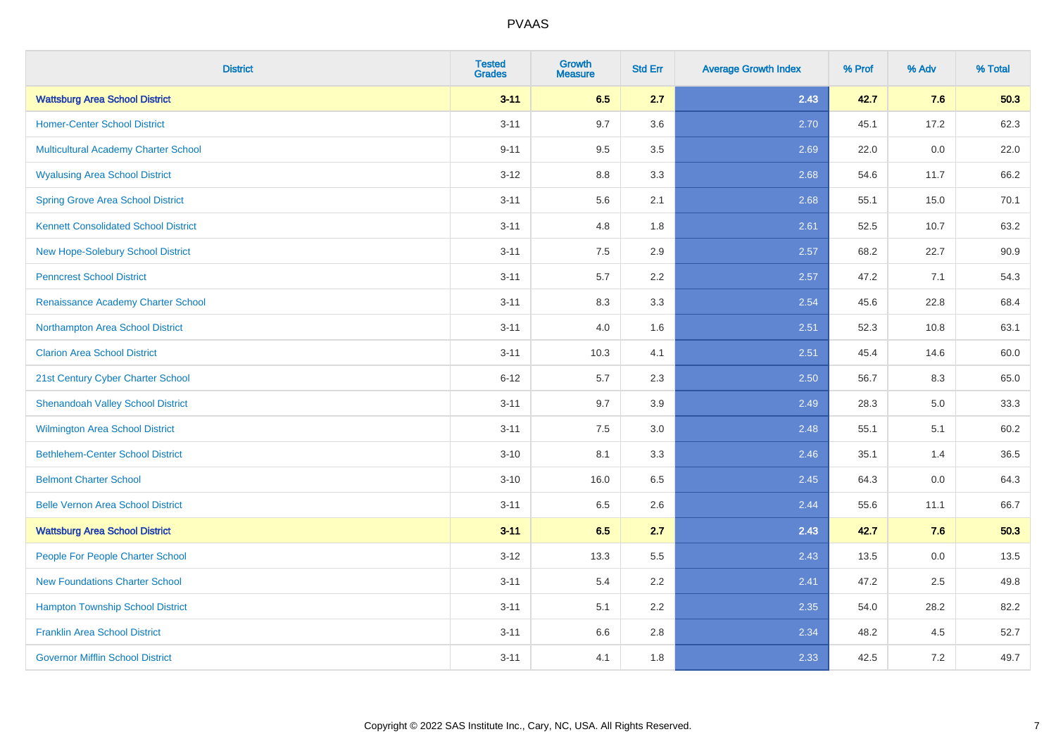# PVAAS

| District | Tested Grades | Growth Measure | Std Err | Average Growth Index | % Prof | % Adv | % Total |
|---|---|---|---|---|---|---|---|
| **Wattsburg Area School District** | **3-11** | **6.5** | **2.7** | **2.43** | **42.7** | **7.6** | **50.3** |
| Homer-Center School District | 3-11 | 9.7 | 3.6 | 2.70 | 45.1 | 17.2 | 62.3 |
| Multicultural Academy Charter School | 9-11 | 9.5 | 3.5 | 2.69 | 22.0 | 0.0 | 22.0 |
| Wyalusing Area School District | 3-12 | 8.8 | 3.3 | 2.68 | 54.6 | 11.7 | 66.2 |
| Spring Grove Area School District | 3-11 | 5.6 | 2.1 | 2.68 | 55.1 | 15.0 | 70.1 |
| Kennett Consolidated School District | 3-11 | 4.8 | 1.8 | 2.61 | 52.5 | 10.7 | 63.2 |
| New Hope-Solebury School District | 3-11 | 7.5 | 2.9 | 2.57 | 68.2 | 22.7 | 90.9 |
| Penncrest School District | 3-11 | 5.7 | 2.2 | 2.57 | 47.2 | 7.1 | 54.3 |
| Renaissance Academy Charter School | 3-11 | 8.3 | 3.3 | 2.54 | 45.6 | 22.8 | 68.4 |
| Northampton Area School District | 3-11 | 4.0 | 1.6 | 2.51 | 52.3 | 10.8 | 63.1 |
| Clarion Area School District | 3-11 | 10.3 | 4.1 | 2.51 | 45.4 | 14.6 | 60.0 |
| 21st Century Cyber Charter School | 6-12 | 5.7 | 2.3 | 2.50 | 56.7 | 8.3 | 65.0 |
| Shenandoah Valley School District | 3-11 | 9.7 | 3.9 | 2.49 | 28.3 | 5.0 | 33.3 |
| Wilmington Area School District | 3-11 | 7.5 | 3.0 | 2.48 | 55.1 | 5.1 | 60.2 |
| Bethlehem-Center School District | 3-10 | 8.1 | 3.3 | 2.46 | 35.1 | 1.4 | 36.5 |
| Belmont Charter School | 3-10 | 16.0 | 6.5 | 2.45 | 64.3 | 0.0 | 64.3 |
| Belle Vernon Area School District | 3-11 | 6.5 | 2.6 | 2.44 | 55.6 | 11.1 | 66.7 |
| **Wattsburg Area School District** | **3-11** | **6.5** | **2.7** | **2.43** | **42.7** | **7.6** | **50.3** |
| People For People Charter School | 3-12 | 13.3 | 5.5 | 2.43 | 13.5 | 0.0 | 13.5 |
| New Foundations Charter School | 3-11 | 5.4 | 2.2 | 2.41 | 47.2 | 2.5 | 49.8 |
| Hampton Township School District | 3-11 | 5.1 | 2.2 | 2.35 | 54.0 | 28.2 | 82.2 |
| Franklin Area School District | 3-11 | 6.6 | 2.8 | 2.34 | 48.2 | 4.5 | 52.7 |
| Governor Mifflin School District | 3-11 | 4.1 | 1.8 | 2.33 | 42.5 | 7.2 | 49.7 |

Copyright © 2022 SAS Institute Inc., Cary, NC, USA. All Rights Reserved.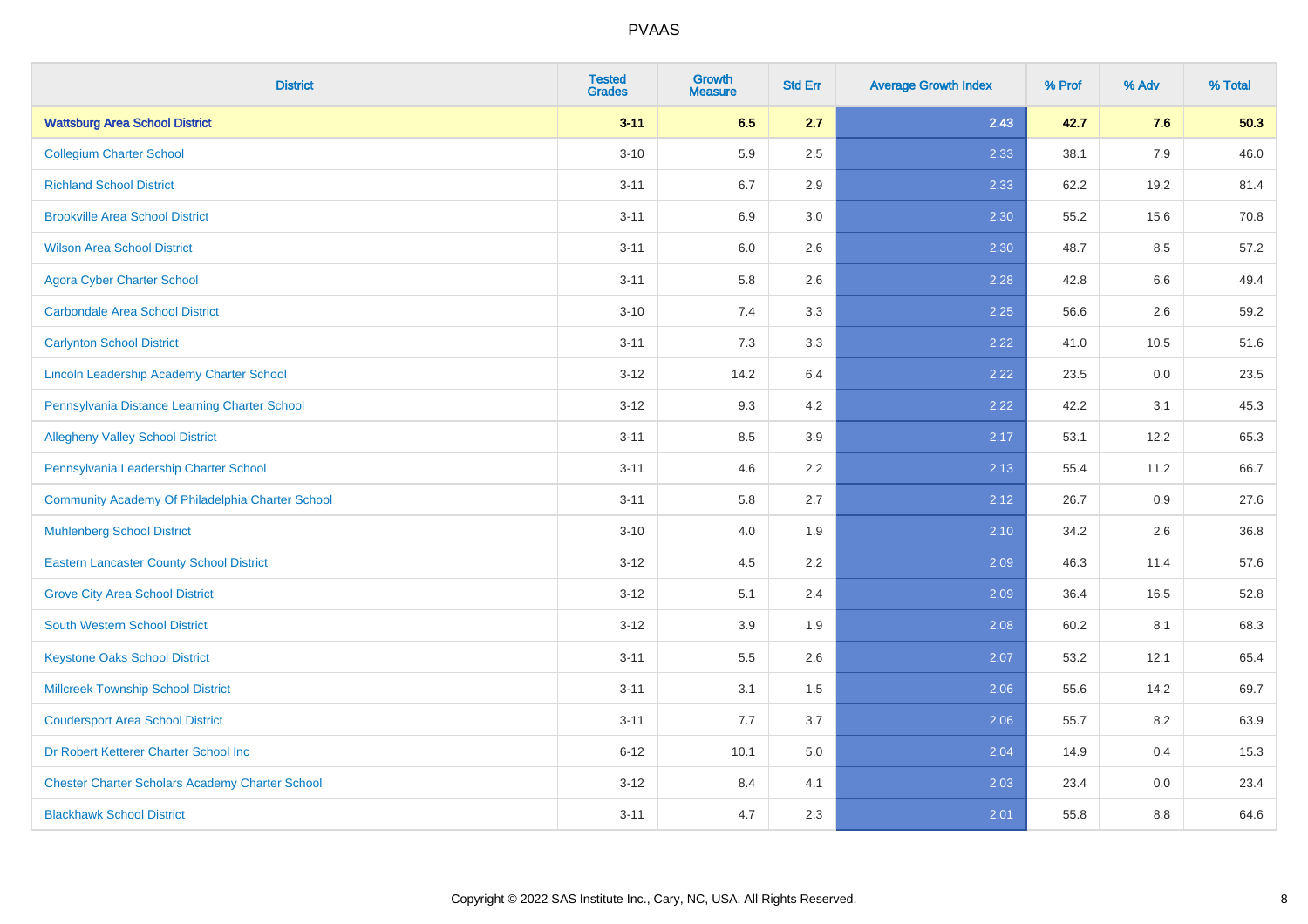# PVAAS

| District | Tested Grades | Growth Measure | Std Err | Average Growth Index | % Prof | % Adv | % Total |
|---|---|---|---|---|---|---|---|
| **Wattsburg Area School District** | **3-11** | **6.5** | **2.7** | **2.43** | **42.7** | **7.6** | **50.3** |
| Collegium Charter School | 3-10 | 5.9 | 2.5 | 2.33 | 38.1 | 7.9 | 46.0 |
| Richland School District | 3-11 | 6.7 | 2.9 | 2.33 | 62.2 | 19.2 | 81.4 |
| Brookville Area School District | 3-11 | 6.9 | 3.0 | 2.30 | 55.2 | 15.6 | 70.8 |
| Wilson Area School District | 3-11 | 6.0 | 2.6 | 2.30 | 48.7 | 8.5 | 57.2 |
| Agora Cyber Charter School | 3-11 | 5.8 | 2.6 | 2.28 | 42.8 | 6.6 | 49.4 |
| Carbondale Area School District | 3-10 | 7.4 | 3.3 | 2.25 | 56.6 | 2.6 | 59.2 |
| Carlynton School District | 3-11 | 7.3 | 3.3 | 2.22 | 41.0 | 10.5 | 51.6 |
| Lincoln Leadership Academy Charter School | 3-12 | 14.2 | 6.4 | 2.22 | 23.5 | 0.0 | 23.5 |
| Pennsylvania Distance Learning Charter School | 3-12 | 9.3 | 4.2 | 2.22 | 42.2 | 3.1 | 45.3 |
| Allegheny Valley School District | 3-11 | 8.5 | 3.9 | 2.17 | 53.1 | 12.2 | 65.3 |
| Pennsylvania Leadership Charter School | 3-11 | 4.6 | 2.2 | 2.13 | 55.4 | 11.2 | 66.7 |
| Community Academy Of Philadelphia Charter School | 3-11 | 5.8 | 2.7 | 2.12 | 26.7 | 0.9 | 27.6 |
| Muhlenberg School District | 3-10 | 4.0 | 1.9 | 2.10 | 34.2 | 2.6 | 36.8 |
| Eastern Lancaster County School District | 3-12 | 4.5 | 2.2 | 2.09 | 46.3 | 11.4 | 57.6 |
| Grove City Area School District | 3-12 | 5.1 | 2.4 | 2.09 | 36.4 | 16.5 | 52.8 |
| South Western School District | 3-12 | 3.9 | 1.9 | 2.08 | 60.2 | 8.1 | 68.3 |
| Keystone Oaks School District | 3-11 | 5.5 | 2.6 | 2.07 | 53.2 | 12.1 | 65.4 |
| Millcreek Township School District | 3-11 | 3.1 | 1.5 | 2.06 | 55.6 | 14.2 | 69.7 |
| Coudersport Area School District | 3-11 | 7.7 | 3.7 | 2.06 | 55.7 | 8.2 | 63.9 |
| Dr Robert Ketterer Charter School Inc | 6-12 | 10.1 | 5.0 | 2.04 | 14.9 | 0.4 | 15.3 |
| Chester Charter Scholars Academy Charter School | 3-12 | 8.4 | 4.1 | 2.03 | 23.4 | 0.0 | 23.4 |
| Blackhawk School District | 3-11 | 4.7 | 2.3 | 2.01 | 55.8 | 8.8 | 64.6 |

Copyright © 2022 SAS Institute Inc., Cary, NC, USA. All Rights Reserved.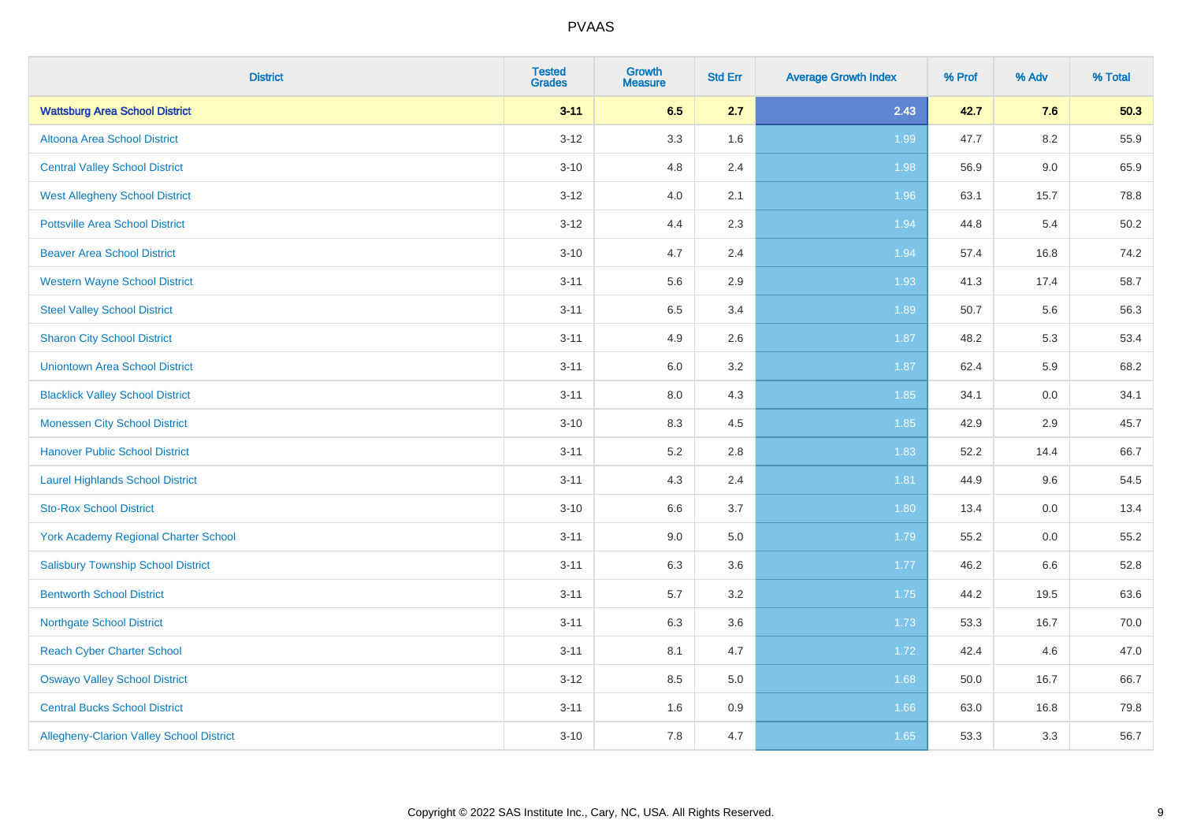# PVAAS

| District | Tested Grades | Growth Measure | Std Err | Average Growth Index | % Prof | % Adv | % Total |
|---|---|---|---|---|---|---|---|
| **Wattsburg Area School District** | **3-11** | **6.5** | **2.7** | **2.43** | **42.7** | **7.6** | **50.3** |
| Altoona Area School District | 3-12 | 3.3 | 1.6 | 1.99 | 47.7 | 8.2 | 55.9 |
| Central Valley School District | 3-10 | 4.8 | 2.4 | 1.98 | 56.9 | 9.0 | 65.9 |
| West Allegheny School District | 3-12 | 4.0 | 2.1 | 1.96 | 63.1 | 15.7 | 78.8 |
| Pottsville Area School District | 3-12 | 4.4 | 2.3 | 1.94 | 44.8 | 5.4 | 50.2 |
| Beaver Area School District | 3-10 | 4.7 | 2.4 | 1.94 | 57.4 | 16.8 | 74.2 |
| Western Wayne School District | 3-11 | 5.6 | 2.9 | 1.93 | 41.3 | 17.4 | 58.7 |
| Steel Valley School District | 3-11 | 6.5 | 3.4 | 1.89 | 50.7 | 5.6 | 56.3 |
| Sharon City School District | 3-11 | 4.9 | 2.6 | 1.87 | 48.2 | 5.3 | 53.4 |
| Uniontown Area School District | 3-11 | 6.0 | 3.2 | 1.87 | 62.4 | 5.9 | 68.2 |
| Blacklick Valley School District | 3-11 | 8.0 | 4.3 | 1.85 | 34.1 | 0.0 | 34.1 |
| Monessen City School District | 3-10 | 8.3 | 4.5 | 1.85 | 42.9 | 2.9 | 45.7 |
| Hanover Public School District | 3-11 | 5.2 | 2.8 | 1.83 | 52.2 | 14.4 | 66.7 |
| Laurel Highlands School District | 3-11 | 4.3 | 2.4 | 1.81 | 44.9 | 9.6 | 54.5 |
| Sto-Rox School District | 3-10 | 6.6 | 3.7 | 1.80 | 13.4 | 0.0 | 13.4 |
| York Academy Regional Charter School | 3-11 | 9.0 | 5.0 | 1.79 | 55.2 | 0.0 | 55.2 |
| Salisbury Township School District | 3-11 | 6.3 | 3.6 | 1.77 | 46.2 | 6.6 | 52.8 |
| Bentworth School District | 3-11 | 5.7 | 3.2 | 1.75 | 44.2 | 19.5 | 63.6 |
| Northgate School District | 3-11 | 6.3 | 3.6 | 1.73 | 53.3 | 16.7 | 70.0 |
| Reach Cyber Charter School | 3-11 | 8.1 | 4.7 | 1.72 | 42.4 | 4.6 | 47.0 |
| Oswayo Valley School District | 3-12 | 8.5 | 5.0 | 1.68 | 50.0 | 16.7 | 66.7 |
| Central Bucks School District | 3-11 | 1.6 | 0.9 | 1.66 | 63.0 | 16.8 | 79.8 |
| Allegheny-Clarion Valley School District | 3-10 | 7.8 | 4.7 | 1.65 | 53.3 | 3.3 | 56.7 |

Copyright © 2022 SAS Institute Inc., Cary, NC, USA. All Rights Reserved.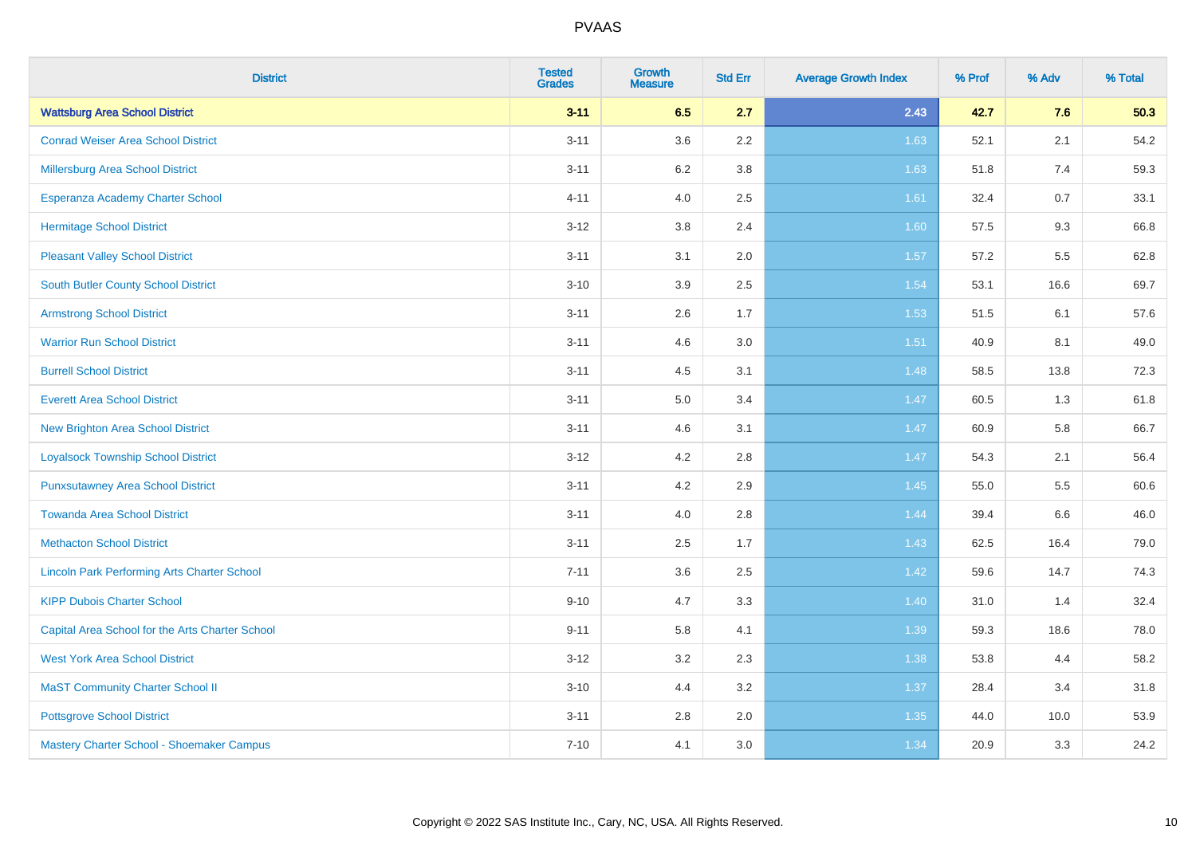# PVAAS

| District | Tested Grades | Growth Measure | Std Err | Average Growth Index | % Prof | % Adv | % Total |
|---|---|---|---|---|---|---|---|
| **Wattsburg Area School District** | **3-11** | **6.5** | **2.7** | **2.43** | **42.7** | **7.6** | **50.3** |
| Conrad Weiser Area School District | 3-11 | 3.6 | 2.2 | 1.63 | 52.1 | 2.1 | 54.2 |
| Millersburg Area School District | 3-11 | 6.2 | 3.8 | 1.63 | 51.8 | 7.4 | 59.3 |
| Esperanza Academy Charter School | 4-11 | 4.0 | 2.5 | 1.61 | 32.4 | 0.7 | 33.1 |
| Hermitage School District | 3-12 | 3.8 | 2.4 | 1.60 | 57.5 | 9.3 | 66.8 |
| Pleasant Valley School District | 3-11 | 3.1 | 2.0 | 1.57 | 57.2 | 5.5 | 62.8 |
| South Butler County School District | 3-10 | 3.9 | 2.5 | 1.54 | 53.1 | 16.6 | 69.7 |
| Armstrong School District | 3-11 | 2.6 | 1.7 | 1.53 | 51.5 | 6.1 | 57.6 |
| Warrior Run School District | 3-11 | 4.6 | 3.0 | 1.51 | 40.9 | 8.1 | 49.0 |
| Burrell School District | 3-11 | 4.5 | 3.1 | 1.48 | 58.5 | 13.8 | 72.3 |
| Everett Area School District | 3-11 | 5.0 | 3.4 | 1.47 | 60.5 | 1.3 | 61.8 |
| New Brighton Area School District | 3-11 | 4.6 | 3.1 | 1.47 | 60.9 | 5.8 | 66.7 |
| Loyalsock Township School District | 3-12 | 4.2 | 2.8 | 1.47 | 54.3 | 2.1 | 56.4 |
| Punxsutawney Area School District | 3-11 | 4.2 | 2.9 | 1.45 | 55.0 | 5.5 | 60.6 |
| Towanda Area School District | 3-11 | 4.0 | 2.8 | 1.44 | 39.4 | 6.6 | 46.0 |
| Methacton School District | 3-11 | 2.5 | 1.7 | 1.43 | 62.5 | 16.4 | 79.0 |
| Lincoln Park Performing Arts Charter School | 7-11 | 3.6 | 2.5 | 1.42 | 59.6 | 14.7 | 74.3 |
| KIPP Dubois Charter School | 9-10 | 4.7 | 3.3 | 1.40 | 31.0 | 1.4 | 32.4 |
| Capital Area School for the Arts Charter School | 9-11 | 5.8 | 4.1 | 1.39 | 59.3 | 18.6 | 78.0 |
| West York Area School District | 3-12 | 3.2 | 2.3 | 1.38 | 53.8 | 4.4 | 58.2 |
| MaST Community Charter School II | 3-10 | 4.4 | 3.2 | 1.37 | 28.4 | 3.4 | 31.8 |
| Pottsgrove School District | 3-11 | 2.8 | 2.0 | 1.35 | 44.0 | 10.0 | 53.9 |
| Mastery Charter School - Shoemaker Campus | 7-10 | 4.1 | 3.0 | 1.34 | 20.9 | 3.3 | 24.2 |

Copyright © 2022 SAS Institute Inc., Cary, NC, USA. All Rights Reserved.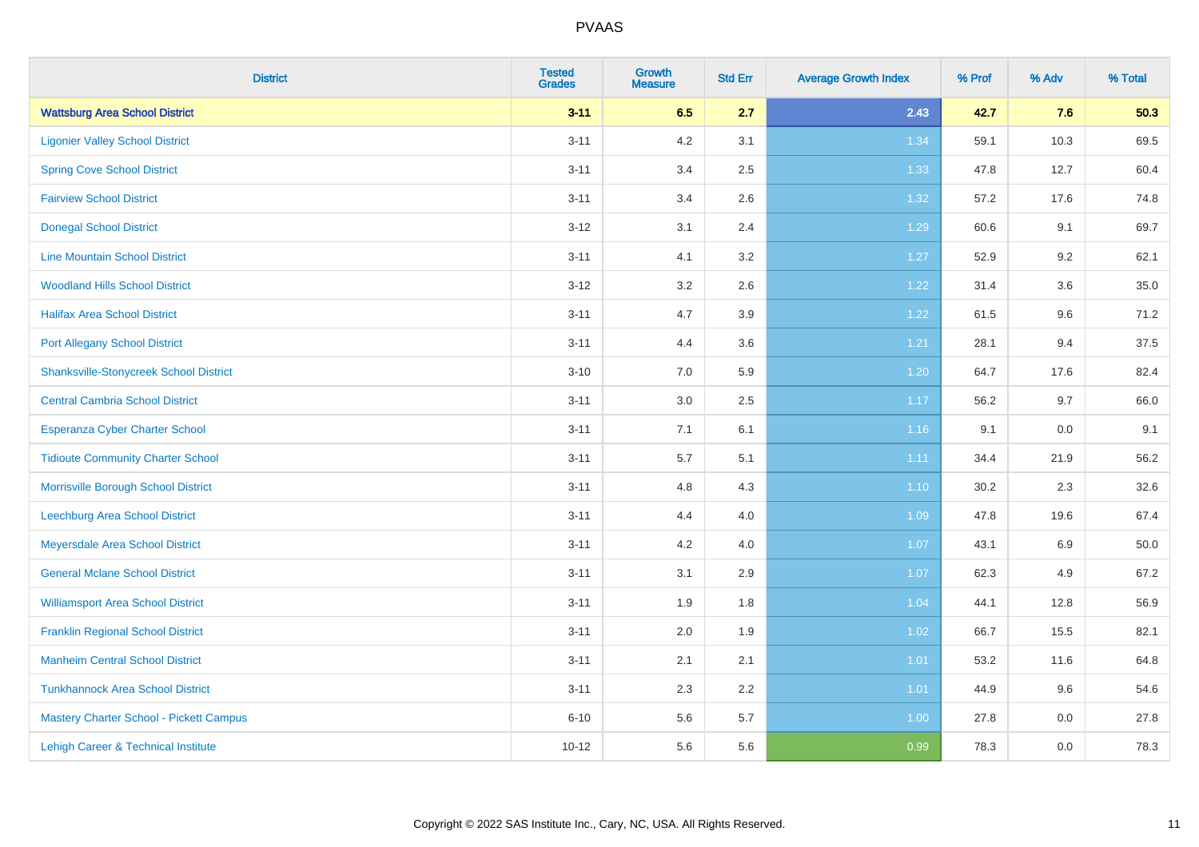# PVAAS

| District | Tested Grades | Growth Measure | Std Err | Average Growth Index | % Prof | % Adv | % Total |
|---|---|---|---|---|---|---|---|
| **Wattsburg Area School District** | **3-11** | **6.5** | **2.7** | **2.43** | **42.7** | **7.6** | **50.3** |
| Ligonier Valley School District | 3-11 | 4.2 | 3.1 | 1.34 | 59.1 | 10.3 | 69.5 |
| Spring Cove School District | 3-11 | 3.4 | 2.5 | 1.33 | 47.8 | 12.7 | 60.4 |
| Fairview School District | 3-11 | 3.4 | 2.6 | 1.32 | 57.2 | 17.6 | 74.8 |
| Donegal School District | 3-12 | 3.1 | 2.4 | 1.29 | 60.6 | 9.1 | 69.7 |
| Line Mountain School District | 3-11 | 4.1 | 3.2 | 1.27 | 52.9 | 9.2 | 62.1 |
| Woodland Hills School District | 3-12 | 3.2 | 2.6 | 1.22 | 31.4 | 3.6 | 35.0 |
| Halifax Area School District | 3-11 | 4.7 | 3.9 | 1.22 | 61.5 | 9.6 | 71.2 |
| Port Allegany School District | 3-11 | 4.4 | 3.6 | 1.21 | 28.1 | 9.4 | 37.5 |
| Shanksville-Stonycreek School District | 3-10 | 7.0 | 5.9 | 1.20 | 64.7 | 17.6 | 82.4 |
| Central Cambria School District | 3-11 | 3.0 | 2.5 | 1.17 | 56.2 | 9.7 | 66.0 |
| Esperanza Cyber Charter School | 3-11 | 7.1 | 6.1 | 1.16 | 9.1 | 0.0 | 9.1 |
| Tidioute Community Charter School | 3-11 | 5.7 | 5.1 | 1.11 | 34.4 | 21.9 | 56.2 |
| Morrisville Borough School District | 3-11 | 4.8 | 4.3 | 1.10 | 30.2 | 2.3 | 32.6 |
| Leechburg Area School District | 3-11 | 4.4 | 4.0 | 1.09 | 47.8 | 19.6 | 67.4 |
| Meyersdale Area School District | 3-11 | 4.2 | 4.0 | 1.07 | 43.1 | 6.9 | 50.0 |
| General Mclane School District | 3-11 | 3.1 | 2.9 | 1.07 | 62.3 | 4.9 | 67.2 |
| Williamsport Area School District | 3-11 | 1.9 | 1.8 | 1.04 | 44.1 | 12.8 | 56.9 |
| Franklin Regional School District | 3-11 | 2.0 | 1.9 | 1.02 | 66.7 | 15.5 | 82.1 |
| Manheim Central School District | 3-11 | 2.1 | 2.1 | 1.01 | 53.2 | 11.6 | 64.8 |
| Tunkhannock Area School District | 3-11 | 2.3 | 2.2 | 1.01 | 44.9 | 9.6 | 54.6 |
| Mastery Charter School - Pickett Campus | 6-10 | 5.6 | 5.7 | 1.00 | 27.8 | 0.0 | 27.8 |
| Lehigh Career & Technical Institute | 10-12 | 5.6 | 5.6 | 0.99 | 78.3 | 0.0 | 78.3 |

Copyright © 2022 SAS Institute Inc., Cary, NC, USA. All Rights Reserved.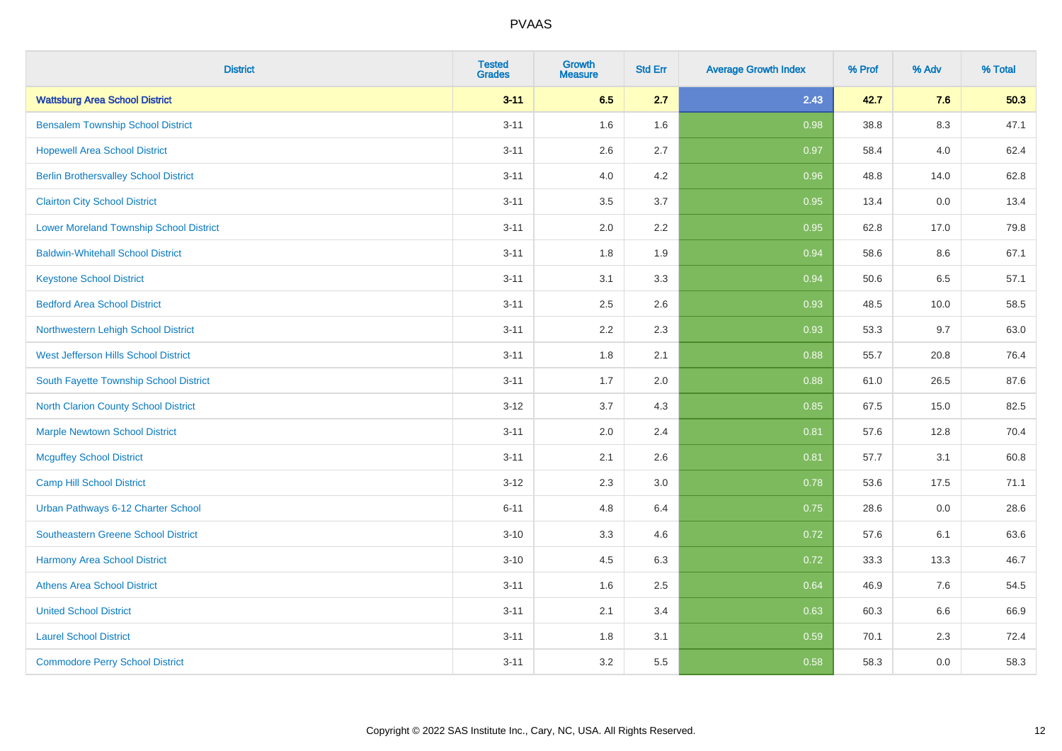| District | Tested Grades | Growth Measure | Std Err | Average Growth Index | % Prof | % Adv | % Total |
|---|---|---|---|---|---|---|---|
| **Wattsburg Area School District** | **3-11** | **6.5** | **2.7** | **2.43** | **42.7** | **7.6** | **50.3** |
| Bensalem Township School District | 3-11 | 1.6 | 1.6 | 0.98 | 38.8 | 8.3 | 47.1 |
| Hopewell Area School District | 3-11 | 2.6 | 2.7 | 0.97 | 58.4 | 4.0 | 62.4 |
| Berlin Brothersvalley School District | 3-11 | 4.0 | 4.2 | 0.96 | 48.8 | 14.0 | 62.8 |
| Clairton City School District | 3-11 | 3.5 | 3.7 | 0.95 | 13.4 | 0.0 | 13.4 |
| Lower Moreland Township School District | 3-11 | 2.0 | 2.2 | 0.95 | 62.8 | 17.0 | 79.8 |
| Baldwin-Whitehall School District | 3-11 | 1.8 | 1.9 | 0.94 | 58.6 | 8.6 | 67.1 |
| Keystone School District | 3-11 | 3.1 | 3.3 | 0.94 | 50.6 | 6.5 | 57.1 |
| Bedford Area School District | 3-11 | 2.5 | 2.6 | 0.93 | 48.5 | 10.0 | 58.5 |
| Northwestern Lehigh School District | 3-11 | 2.2 | 2.3 | 0.93 | 53.3 | 9.7 | 63.0 |
| West Jefferson Hills School District | 3-11 | 1.8 | 2.1 | 0.88 | 55.7 | 20.8 | 76.4 |
| South Fayette Township School District | 3-11 | 1.7 | 2.0 | 0.88 | 61.0 | 26.5 | 87.6 |
| North Clarion County School District | 3-12 | 3.7 | 4.3 | 0.85 | 67.5 | 15.0 | 82.5 |
| Marple Newtown School District | 3-11 | 2.0 | 2.4 | 0.81 | 57.6 | 12.8 | 70.4 |
| Mcguffey School District | 3-11 | 2.1 | 2.6 | 0.81 | 57.7 | 3.1 | 60.8 |
| Camp Hill School District | 3-12 | 2.3 | 3.0 | 0.78 | 53.6 | 17.5 | 71.1 |
| Urban Pathways 6-12 Charter School | 6-11 | 4.8 | 6.4 | 0.75 | 28.6 | 0.0 | 28.6 |
| Southeastern Greene School District | 3-10 | 3.3 | 4.6 | 0.72 | 57.6 | 6.1 | 63.6 |
| Harmony Area School District | 3-10 | 4.5 | 6.3 | 0.72 | 33.3 | 13.3 | 46.7 |
| Athens Area School District | 3-11 | 1.6 | 2.5 | 0.64 | 46.9 | 7.6 | 54.5 |
| United School District | 3-11 | 2.1 | 3.4 | 0.63 | 60.3 | 6.6 | 66.9 |
| Laurel School District | 3-11 | 1.8 | 3.1 | 0.59 | 70.1 | 2.3 | 72.4 |
| Commodore Perry School District | 3-11 | 3.2 | 5.5 | 0.58 | 58.3 | 0.0 | 58.3 |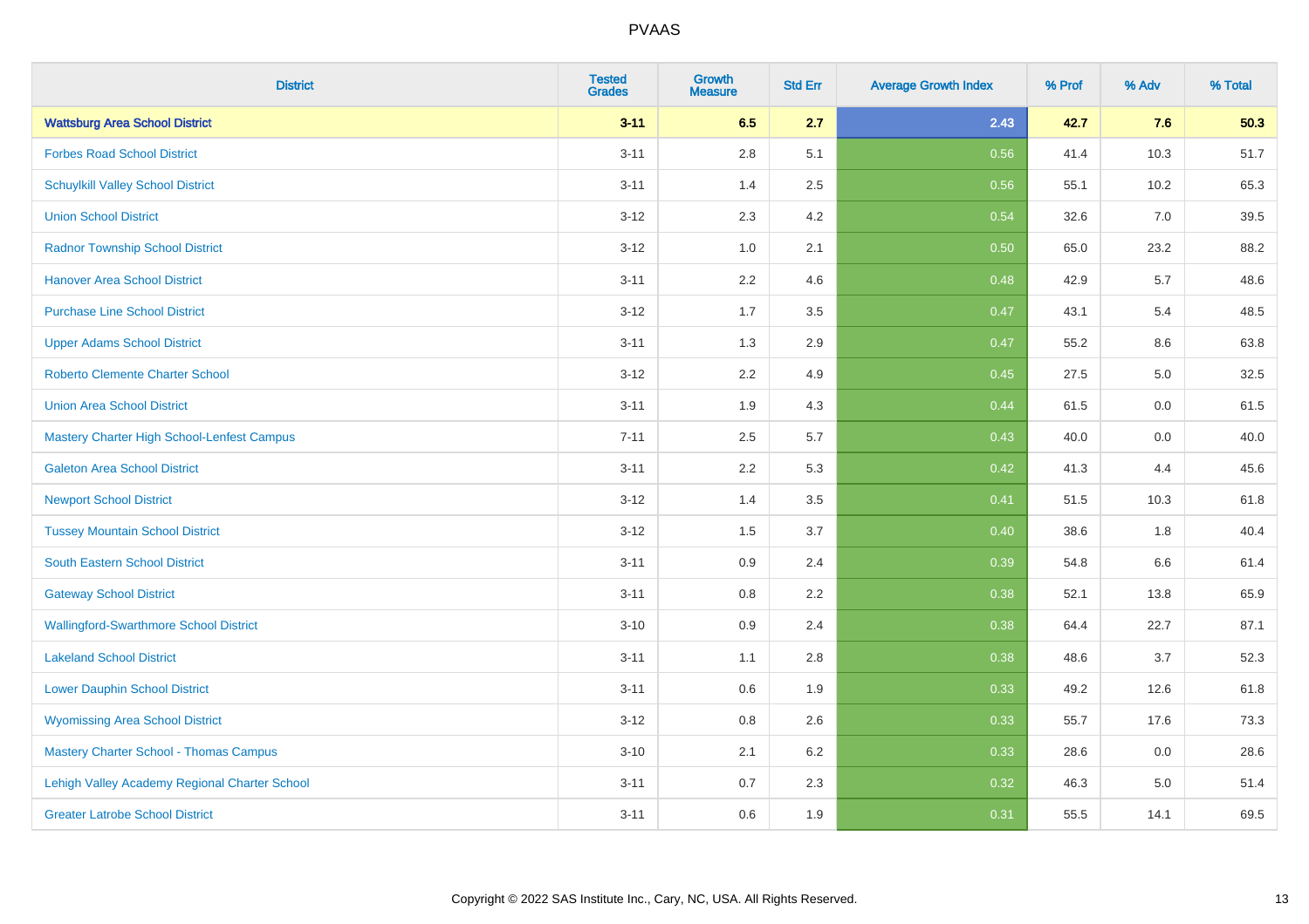# PVAAS

| District | Tested Grades | Growth Measure | Std Err | Average Growth Index | % Prof | % Adv | % Total |
|---|---|---|---|---|---|---|---|
| **Wattsburg Area School District** | **3-11** | **6.5** | **2.7** | **2.43** | **42.7** | **7.6** | **50.3** |
| Forbes Road School District | 3-11 | 2.8 | 5.1 | 0.56 | 41.4 | 10.3 | 51.7 |
| Schuylkill Valley School District | 3-11 | 1.4 | 2.5 | 0.56 | 55.1 | 10.2 | 65.3 |
| Union School District | 3-12 | 2.3 | 4.2 | 0.54 | 32.6 | 7.0 | 39.5 |
| Radnor Township School District | 3-12 | 1.0 | 2.1 | 0.50 | 65.0 | 23.2 | 88.2 |
| Hanover Area School District | 3-11 | 2.2 | 4.6 | 0.48 | 42.9 | 5.7 | 48.6 |
| Purchase Line School District | 3-12 | 1.7 | 3.5 | 0.47 | 43.1 | 5.4 | 48.5 |
| Upper Adams School District | 3-11 | 1.3 | 2.9 | 0.47 | 55.2 | 8.6 | 63.8 |
| Roberto Clemente Charter School | 3-12 | 2.2 | 4.9 | 0.45 | 27.5 | 5.0 | 32.5 |
| Union Area School District | 3-11 | 1.9 | 4.3 | 0.44 | 61.5 | 0.0 | 61.5 |
| Mastery Charter High School-Lenfest Campus | 7-11 | 2.5 | 5.7 | 0.43 | 40.0 | 0.0 | 40.0 |
| Galeton Area School District | 3-11 | 2.2 | 5.3 | 0.42 | 41.3 | 4.4 | 45.6 |
| Newport School District | 3-12 | 1.4 | 3.5 | 0.41 | 51.5 | 10.3 | 61.8 |
| Tussey Mountain School District | 3-12 | 1.5 | 3.7 | 0.40 | 38.6 | 1.8 | 40.4 |
| South Eastern School District | 3-11 | 0.9 | 2.4 | 0.39 | 54.8 | 6.6 | 61.4 |
| Gateway School District | 3-11 | 0.8 | 2.2 | 0.38 | 52.1 | 13.8 | 65.9 |
| Wallingford-Swarthmore School District | 3-10 | 0.9 | 2.4 | 0.38 | 64.4 | 22.7 | 87.1 |
| Lakeland School District | 3-11 | 1.1 | 2.8 | 0.38 | 48.6 | 3.7 | 52.3 |
| Lower Dauphin School District | 3-11 | 0.6 | 1.9 | 0.33 | 49.2 | 12.6 | 61.8 |
| Wyomissing Area School District | 3-12 | 0.8 | 2.6 | 0.33 | 55.7 | 17.6 | 73.3 |
| Mastery Charter School - Thomas Campus | 3-10 | 2.1 | 6.2 | 0.33 | 28.6 | 0.0 | 28.6 |
| Lehigh Valley Academy Regional Charter School | 3-11 | 0.7 | 2.3 | 0.32 | 46.3 | 5.0 | 51.4 |
| Greater Latrobe School District | 3-11 | 0.6 | 1.9 | 0.31 | 55.5 | 14.1 | 69.5 |

Copyright © 2022 SAS Institute Inc., Cary, NC, USA. All Rights Reserved.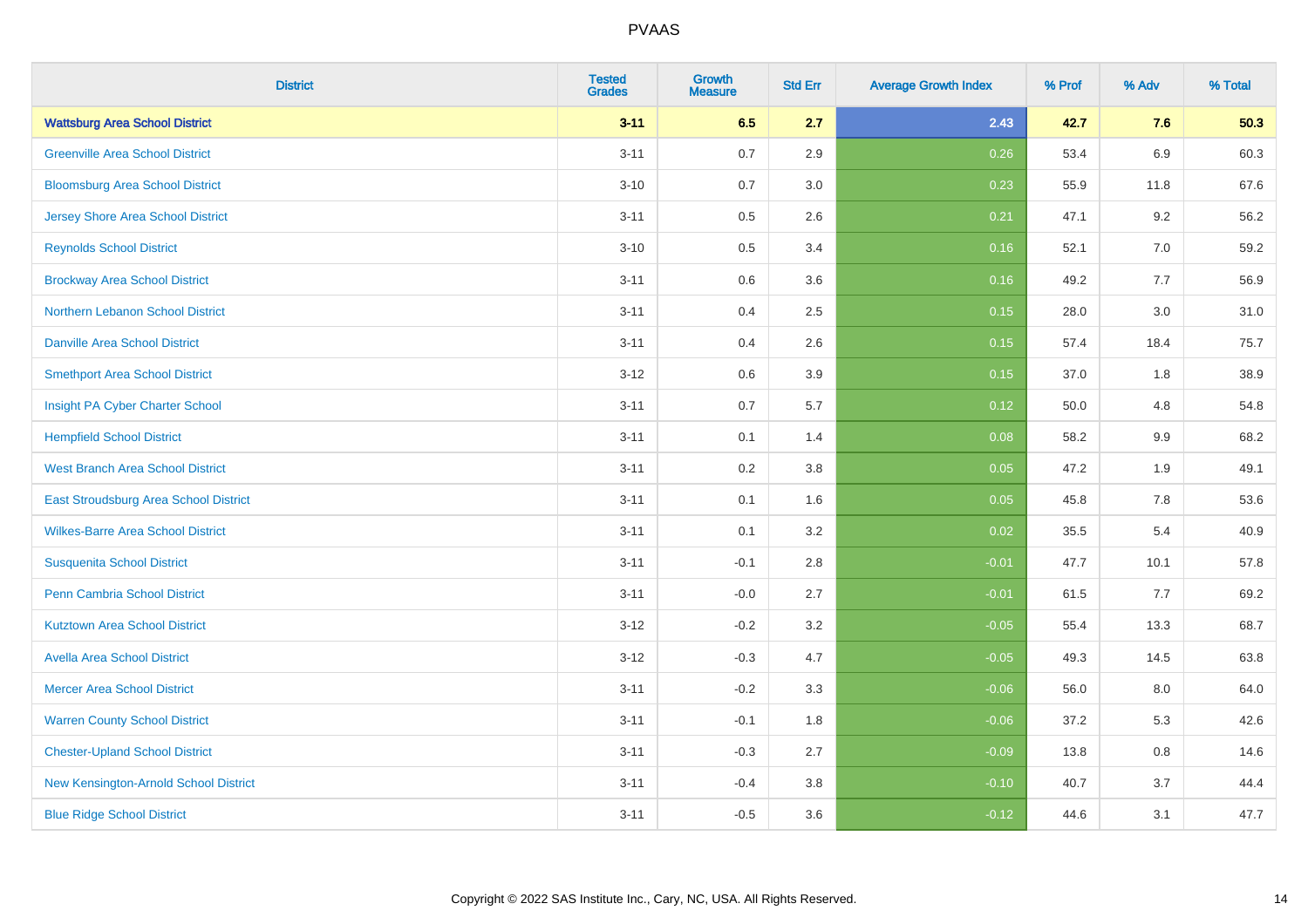| District | Tested Grades | Growth Measure | Std Err | Average Growth Index | % Prof | % Adv | % Total |
|---|---|---|---|---|---|---|---|
| **Wattsburg Area School District** | **3-11** | **6.5** | **2.7** | **2.43** | **42.7** | **7.6** | **50.3** |
| Greenville Area School District | 3-11 | 0.7 | 2.9 | 0.26 | 53.4 | 6.9 | 60.3 |
| Bloomsburg Area School District | 3-10 | 0.7 | 3.0 | 0.23 | 55.9 | 11.8 | 67.6 |
| Jersey Shore Area School District | 3-11 | 0.5 | 2.6 | 0.21 | 47.1 | 9.2 | 56.2 |
| Reynolds School District | 3-10 | 0.5 | 3.4 | 0.16 | 52.1 | 7.0 | 59.2 |
| Brockway Area School District | 3-11 | 0.6 | 3.6 | 0.16 | 49.2 | 7.7 | 56.9 |
| Northern Lebanon School District | 3-11 | 0.4 | 2.5 | 0.15 | 28.0 | 3.0 | 31.0 |
| Danville Area School District | 3-11 | 0.4 | 2.6 | 0.15 | 57.4 | 18.4 | 75.7 |
| Smethport Area School District | 3-12 | 0.6 | 3.9 | 0.15 | 37.0 | 1.8 | 38.9 |
| Insight PA Cyber Charter School | 3-11 | 0.7 | 5.7 | 0.12 | 50.0 | 4.8 | 54.8 |
| Hempfield School District | 3-11 | 0.1 | 1.4 | 0.08 | 58.2 | 9.9 | 68.2 |
| West Branch Area School District | 3-11 | 0.2 | 3.8 | 0.05 | 47.2 | 1.9 | 49.1 |
| East Stroudsburg Area School District | 3-11 | 0.1 | 1.6 | 0.05 | 45.8 | 7.8 | 53.6 |
| Wilkes-Barre Area School District | 3-11 | 0.1 | 3.2 | 0.02 | 35.5 | 5.4 | 40.9 |
| Susquenita School District | 3-11 | -0.1 | 2.8 | -0.01 | 47.7 | 10.1 | 57.8 |
| Penn Cambria School District | 3-11 | -0.0 | 2.7 | -0.01 | 61.5 | 7.7 | 69.2 |
| Kutztown Area School District | 3-12 | -0.2 | 3.2 | -0.05 | 55.4 | 13.3 | 68.7 |
| Avella Area School District | 3-12 | -0.3 | 4.7 | -0.05 | 49.3 | 14.5 | 63.8 |
| Mercer Area School District | 3-11 | -0.2 | 3.3 | -0.06 | 56.0 | 8.0 | 64.0 |
| Warren County School District | 3-11 | -0.1 | 1.8 | -0.06 | 37.2 | 5.3 | 42.6 |
| Chester-Upland School District | 3-11 | -0.3 | 2.7 | -0.09 | 13.8 | 0.8 | 14.6 |
| New Kensington-Arnold School District | 3-11 | -0.4 | 3.8 | -0.10 | 40.7 | 3.7 | 44.4 |
| Blue Ridge School District | 3-11 | -0.5 | 3.6 | -0.12 | 44.6 | 3.1 | 47.7 |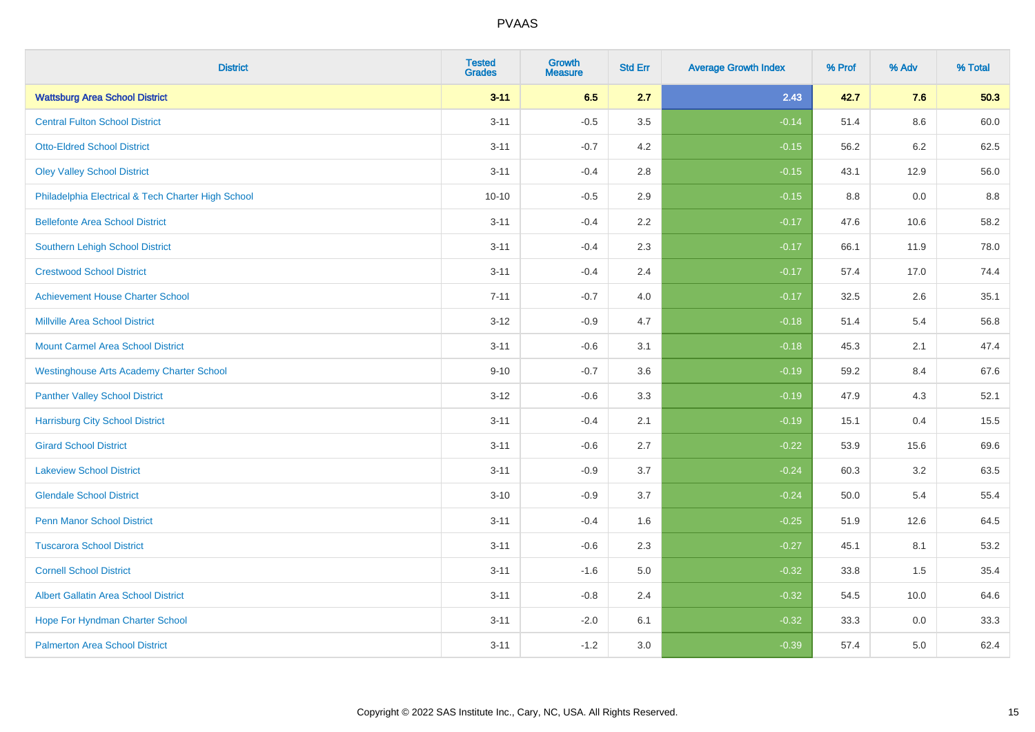| District | Tested Grades | Growth Measure | Std Err | Average Growth Index | % Prof | % Adv | % Total |
|---|---|---|---|---|---|---|---|
| **Wattsburg Area School District** | **3-11** | **6.5** | **2.7** | **2.43** | **42.7** | **7.6** | **50.3** |
| Central Fulton School District | 3-11 | -0.5 | 3.5 | -0.14 | 51.4 | 8.6 | 60.0 |
| Otto-Eldred School District | 3-11 | -0.7 | 4.2 | -0.15 | 56.2 | 6.2 | 62.5 |
| Oley Valley School District | 3-11 | -0.4 | 2.8 | -0.15 | 43.1 | 12.9 | 56.0 |
| Philadelphia Electrical & Tech Charter High School | 10-10 | -0.5 | 2.9 | -0.15 | 8.8 | 0.0 | 8.8 |
| Bellefonte Area School District | 3-11 | -0.4 | 2.2 | -0.17 | 47.6 | 10.6 | 58.2 |
| Southern Lehigh School District | 3-11 | -0.4 | 2.3 | -0.17 | 66.1 | 11.9 | 78.0 |
| Crestwood School District | 3-11 | -0.4 | 2.4 | -0.17 | 57.4 | 17.0 | 74.4 |
| Achievement House Charter School | 7-11 | -0.7 | 4.0 | -0.17 | 32.5 | 2.6 | 35.1 |
| Millville Area School District | 3-12 | -0.9 | 4.7 | -0.18 | 51.4 | 5.4 | 56.8 |
| Mount Carmel Area School District | 3-11 | -0.6 | 3.1 | -0.18 | 45.3 | 2.1 | 47.4 |
| Westinghouse Arts Academy Charter School | 9-10 | -0.7 | 3.6 | -0.19 | 59.2 | 8.4 | 67.6 |
| Panther Valley School District | 3-12 | -0.6 | 3.3 | -0.19 | 47.9 | 4.3 | 52.1 |
| Harrisburg City School District | 3-11 | -0.4 | 2.1 | -0.19 | 15.1 | 0.4 | 15.5 |
| Girard School District | 3-11 | -0.6 | 2.7 | -0.22 | 53.9 | 15.6 | 69.6 |
| Lakeview School District | 3-11 | -0.9 | 3.7 | -0.24 | 60.3 | 3.2 | 63.5 |
| Glendale School District | 3-10 | -0.9 | 3.7 | -0.24 | 50.0 | 5.4 | 55.4 |
| Penn Manor School District | 3-11 | -0.4 | 1.6 | -0.25 | 51.9 | 12.6 | 64.5 |
| Tuscarora School District | 3-11 | -0.6 | 2.3 | -0.27 | 45.1 | 8.1 | 53.2 |
| Cornell School District | 3-11 | -1.6 | 5.0 | -0.32 | 33.8 | 1.5 | 35.4 |
| Albert Gallatin Area School District | 3-11 | -0.8 | 2.4 | -0.32 | 54.5 | 10.0 | 64.6 |
| Hope For Hyndman Charter School | 3-11 | -2.0 | 6.1 | -0.32 | 33.3 | 0.0 | 33.3 |
| Palmerton Area School District | 3-11 | -1.2 | 3.0 | -0.39 | 57.4 | 5.0 | 62.4 |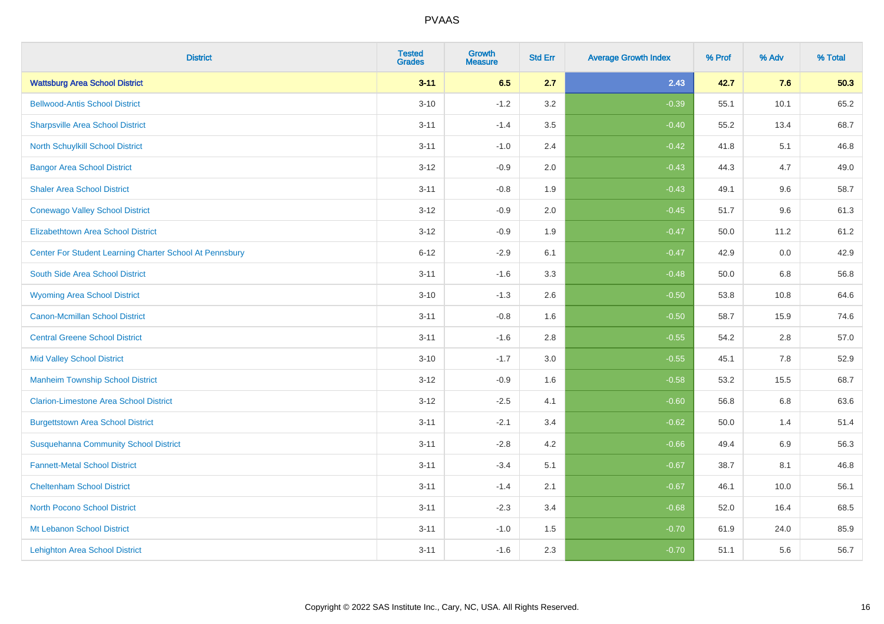# PVAAS

| District | Tested Grades | Growth Measure | Std Err | Average Growth Index | % Prof | % Adv | % Total |
|---|---|---|---|---|---|---|---|
| **Wattsburg Area School District** | **3-11** | **6.5** | **2.7** | **2.43** | **42.7** | **7.6** | **50.3** |
| Bellwood-Antis School District | 3-10 | -1.2 | 3.2 | -0.39 | 55.1 | 10.1 | 65.2 |
| Sharpsville Area School District | 3-11 | -1.4 | 3.5 | -0.40 | 55.2 | 13.4 | 68.7 |
| North Schuylkill School District | 3-11 | -1.0 | 2.4 | -0.42 | 41.8 | 5.1 | 46.8 |
| Bangor Area School District | 3-12 | -0.9 | 2.0 | -0.43 | 44.3 | 4.7 | 49.0 |
| Shaler Area School District | 3-11 | -0.8 | 1.9 | -0.43 | 49.1 | 9.6 | 58.7 |
| Conewago Valley School District | 3-12 | -0.9 | 2.0 | -0.45 | 51.7 | 9.6 | 61.3 |
| Elizabethtown Area School District | 3-12 | -0.9 | 1.9 | -0.47 | 50.0 | 11.2 | 61.2 |
| Center For Student Learning Charter School At Pennsbury | 6-12 | -2.9 | 6.1 | -0.47 | 42.9 | 0.0 | 42.9 |
| South Side Area School District | 3-11 | -1.6 | 3.3 | -0.48 | 50.0 | 6.8 | 56.8 |
| Wyoming Area School District | 3-10 | -1.3 | 2.6 | -0.50 | 53.8 | 10.8 | 64.6 |
| Canon-Mcmillan School District | 3-11 | -0.8 | 1.6 | -0.50 | 58.7 | 15.9 | 74.6 |
| Central Greene School District | 3-11 | -1.6 | 2.8 | -0.55 | 54.2 | 2.8 | 57.0 |
| Mid Valley School District | 3-10 | -1.7 | 3.0 | -0.55 | 45.1 | 7.8 | 52.9 |
| Manheim Township School District | 3-12 | -0.9 | 1.6 | -0.58 | 53.2 | 15.5 | 68.7 |
| Clarion-Limestone Area School District | 3-12 | -2.5 | 4.1 | -0.60 | 56.8 | 6.8 | 63.6 |
| Burgettstown Area School District | 3-11 | -2.1 | 3.4 | -0.62 | 50.0 | 1.4 | 51.4 |
| Susquehanna Community School District | 3-11 | -2.8 | 4.2 | -0.66 | 49.4 | 6.9 | 56.3 |
| Fannett-Metal School District | 3-11 | -3.4 | 5.1 | -0.67 | 38.7 | 8.1 | 46.8 |
| Cheltenham School District | 3-11 | -1.4 | 2.1 | -0.67 | 46.1 | 10.0 | 56.1 |
| North Pocono School District | 3-11 | -2.3 | 3.4 | -0.68 | 52.0 | 16.4 | 68.5 |
| Mt Lebanon School District | 3-11 | -1.0 | 1.5 | -0.70 | 61.9 | 24.0 | 85.9 |
| Lehighton Area School District | 3-11 | -1.6 | 2.3 | -0.70 | 51.1 | 5.6 | 56.7 |

Copyright © 2022 SAS Institute Inc., Cary, NC, USA. All Rights Reserved.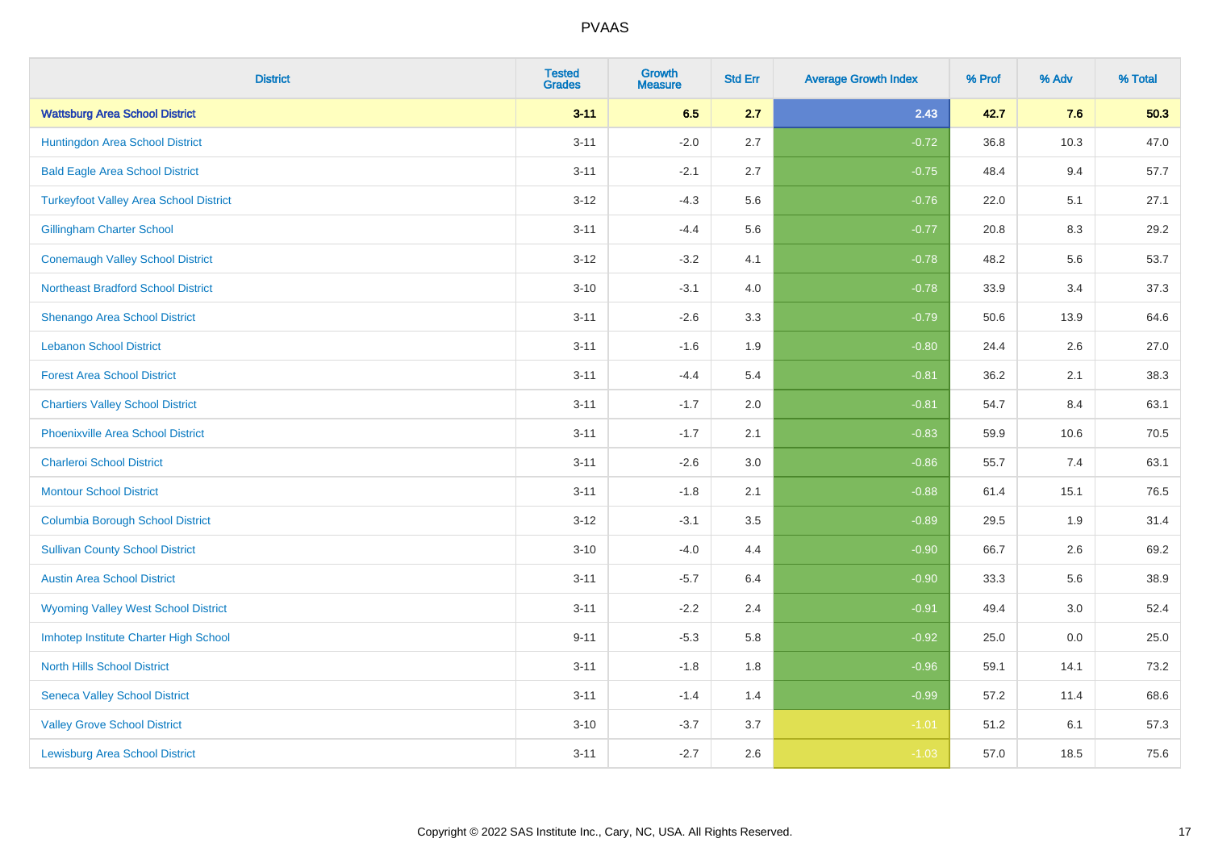PVAAS

| District | Tested Grades | Growth Measure | Std Err | Average Growth Index | % Prof | % Adv | % Total |
|---|---|---|---|---|---|---|---|
| **Wattsburg Area School District** | **3-11** | **6.5** | **2.7** | **2.43** | **42.7** | **7.6** | **50.3** |
| Huntingdon Area School District | 3-11 | -2.0 | 2.7 | -0.72 | 36.8 | 10.3 | 47.0 |
| Bald Eagle Area School District | 3-11 | -2.1 | 2.7 | -0.75 | 48.4 | 9.4 | 57.7 |
| Turkeyfoot Valley Area School District | 3-12 | -4.3 | 5.6 | -0.76 | 22.0 | 5.1 | 27.1 |
| Gillingham Charter School | 3-11 | -4.4 | 5.6 | -0.77 | 20.8 | 8.3 | 29.2 |
| Conemaugh Valley School District | 3-12 | -3.2 | 4.1 | -0.78 | 48.2 | 5.6 | 53.7 |
| Northeast Bradford School District | 3-10 | -3.1 | 4.0 | -0.78 | 33.9 | 3.4 | 37.3 |
| Shenango Area School District | 3-11 | -2.6 | 3.3 | -0.79 | 50.6 | 13.9 | 64.6 |
| Lebanon School District | 3-11 | -1.6 | 1.9 | -0.80 | 24.4 | 2.6 | 27.0 |
| Forest Area School District | 3-11 | -4.4 | 5.4 | -0.81 | 36.2 | 2.1 | 38.3 |
| Chartiers Valley School District | 3-11 | -1.7 | 2.0 | -0.81 | 54.7 | 8.4 | 63.1 |
| Phoenixville Area School District | 3-11 | -1.7 | 2.1 | -0.83 | 59.9 | 10.6 | 70.5 |
| Charleroi School District | 3-11 | -2.6 | 3.0 | -0.86 | 55.7 | 7.4 | 63.1 |
| Montour School District | 3-11 | -1.8 | 2.1 | -0.88 | 61.4 | 15.1 | 76.5 |
| Columbia Borough School District | 3-12 | -3.1 | 3.5 | -0.89 | 29.5 | 1.9 | 31.4 |
| Sullivan County School District | 3-10 | -4.0 | 4.4 | -0.90 | 66.7 | 2.6 | 69.2 |
| Austin Area School District | 3-11 | -5.7 | 6.4 | -0.90 | 33.3 | 5.6 | 38.9 |
| Wyoming Valley West School District | 3-11 | -2.2 | 2.4 | -0.91 | 49.4 | 3.0 | 52.4 |
| Imhotep Institute Charter High School | 9-11 | -5.3 | 5.8 | -0.92 | 25.0 | 0.0 | 25.0 |
| North Hills School District | 3-11 | -1.8 | 1.8 | -0.96 | 59.1 | 14.1 | 73.2 |
| Seneca Valley School District | 3-11 | -1.4 | 1.4 | -0.99 | 57.2 | 11.4 | 68.6 |
| Valley Grove School District | 3-10 | -3.7 | 3.7 | -1.01 | 51.2 | 6.1 | 57.3 |
| Lewisburg Area School District | 3-11 | -2.7 | 2.6 | -1.03 | 57.0 | 18.5 | 75.6 |

Copyright © 2022 SAS Institute Inc., Cary, NC, USA. All Rights Reserved.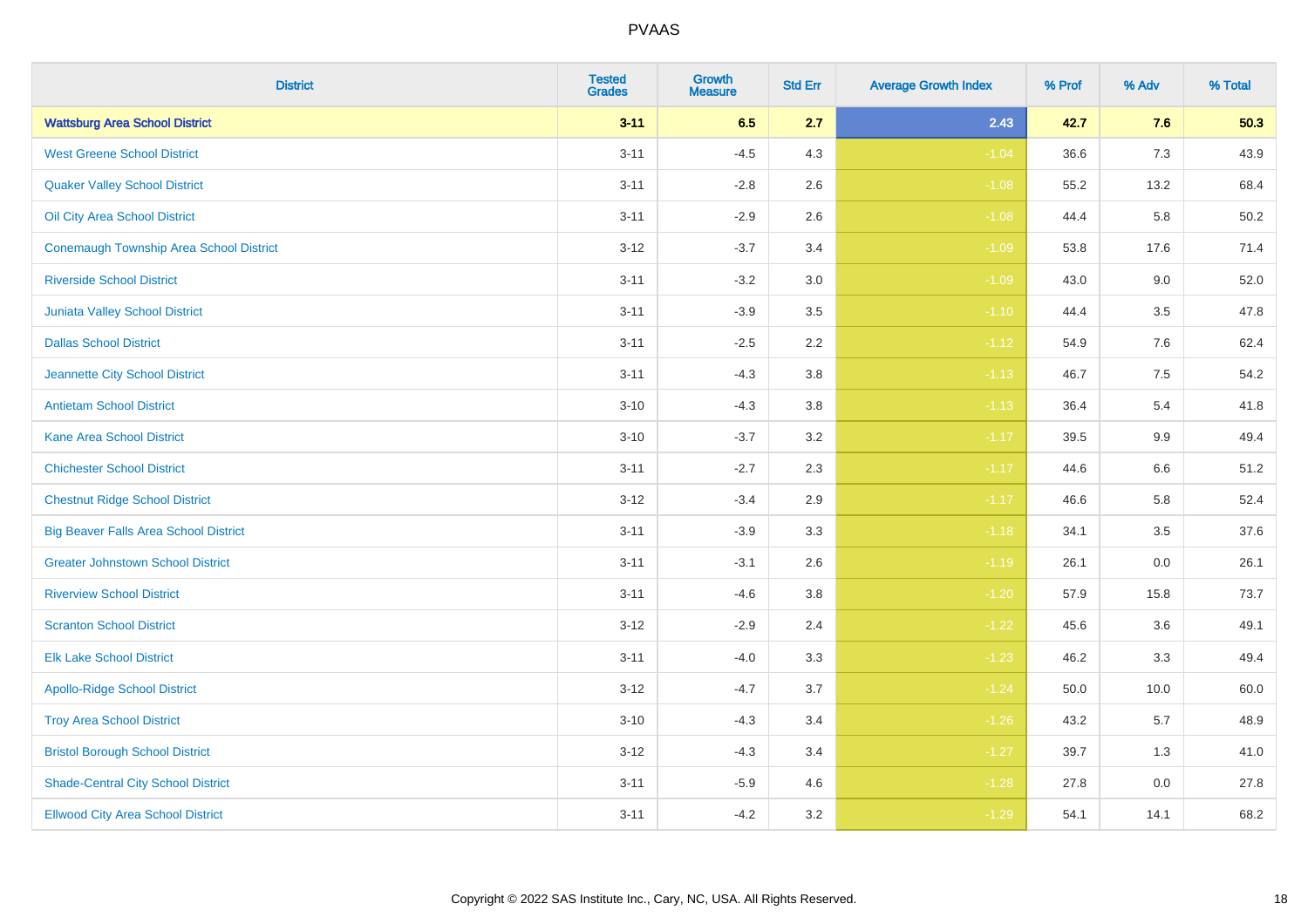# PVAAS

| District | Tested Grades | Growth Measure | Std Err | Average Growth Index | % Prof | % Adv | % Total |
|---|---|---|---|---|---|---|---|
| **Wattsburg Area School District** | **3-11** | **6.5** | **2.7** | **2.43** | **42.7** | **7.6** | **50.3** |
| West Greene School District | 3-11 | -4.5 | 4.3 | -1.04 | 36.6 | 7.3 | 43.9 |
| Quaker Valley School District | 3-11 | -2.8 | 2.6 | -1.08 | 55.2 | 13.2 | 68.4 |
| Oil City Area School District | 3-11 | -2.9 | 2.6 | -1.08 | 44.4 | 5.8 | 50.2 |
| Conemaugh Township Area School District | 3-12 | -3.7 | 3.4 | -1.09 | 53.8 | 17.6 | 71.4 |
| Riverside School District | 3-11 | -3.2 | 3.0 | -1.09 | 43.0 | 9.0 | 52.0 |
| Juniata Valley School District | 3-11 | -3.9 | 3.5 | -1.10 | 44.4 | 3.5 | 47.8 |
| Dallas School District | 3-11 | -2.5 | 2.2 | -1.12 | 54.9 | 7.6 | 62.4 |
| Jeannette City School District | 3-11 | -4.3 | 3.8 | -1.13 | 46.7 | 7.5 | 54.2 |
| Antietam School District | 3-10 | -4.3 | 3.8 | -1.13 | 36.4 | 5.4 | 41.8 |
| Kane Area School District | 3-10 | -3.7 | 3.2 | -1.17 | 39.5 | 9.9 | 49.4 |
| Chichester School District | 3-11 | -2.7 | 2.3 | -1.17 | 44.6 | 6.6 | 51.2 |
| Chestnut Ridge School District | 3-12 | -3.4 | 2.9 | -1.17 | 46.6 | 5.8 | 52.4 |
| Big Beaver Falls Area School District | 3-11 | -3.9 | 3.3 | -1.18 | 34.1 | 3.5 | 37.6 |
| Greater Johnstown School District | 3-11 | -3.1 | 2.6 | -1.19 | 26.1 | 0.0 | 26.1 |
| Riverview School District | 3-11 | -4.6 | 3.8 | -1.20 | 57.9 | 15.8 | 73.7 |
| Scranton School District | 3-12 | -2.9 | 2.4 | -1.22 | 45.6 | 3.6 | 49.1 |
| Elk Lake School District | 3-11 | -4.0 | 3.3 | -1.23 | 46.2 | 3.3 | 49.4 |
| Apollo-Ridge School District | 3-12 | -4.7 | 3.7 | -1.24 | 50.0 | 10.0 | 60.0 |
| Troy Area School District | 3-10 | -4.3 | 3.4 | -1.26 | 43.2 | 5.7 | 48.9 |
| Bristol Borough School District | 3-12 | -4.3 | 3.4 | -1.27 | 39.7 | 1.3 | 41.0 |
| Shade-Central City School District | 3-11 | -5.9 | 4.6 | -1.28 | 27.8 | 0.0 | 27.8 |
| Ellwood City Area School District | 3-11 | -4.2 | 3.2 | -1.29 | 54.1 | 14.1 | 68.2 |

Copyright © 2022 SAS Institute Inc., Cary, NC, USA. All Rights Reserved.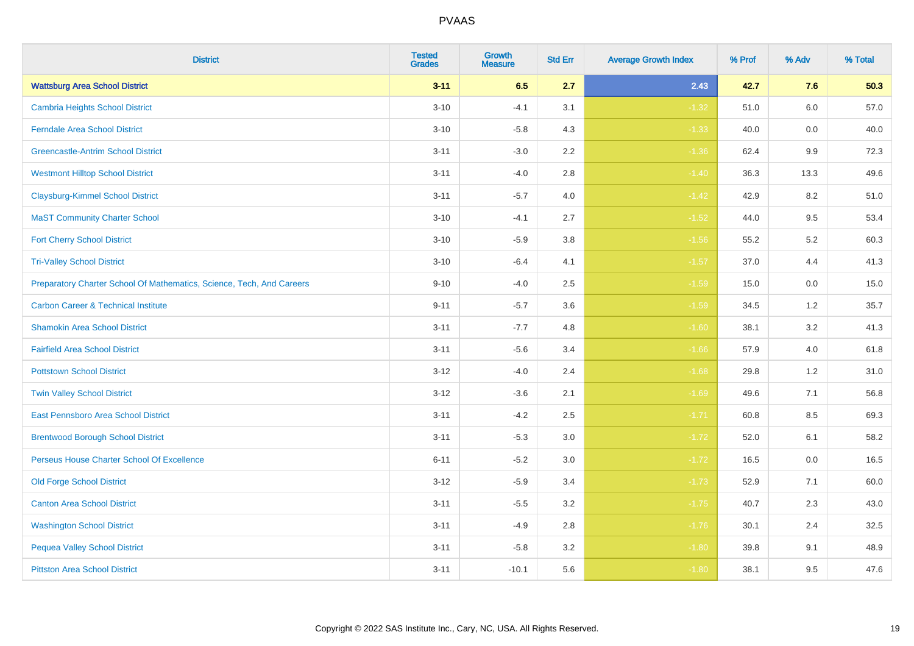# PVAAS

| District | Tested Grades | Growth Measure | Std Err | Average Growth Index | % Prof | % Adv | % Total |
|---|---|---|---|---|---|---|---|
| **Wattsburg Area School District** | **3-11** | **6.5** | **2.7** | **2.43** | **42.7** | **7.6** | **50.3** |
| Cambria Heights School District | 3-10 | -4.1 | 3.1 | -1.32 | 51.0 | 6.0 | 57.0 |
| Ferndale Area School District | 3-10 | -5.8 | 4.3 | -1.33 | 40.0 | 0.0 | 40.0 |
| Greencastle-Antrim School District | 3-11 | -3.0 | 2.2 | -1.36 | 62.4 | 9.9 | 72.3 |
| Westmont Hilltop School District | 3-11 | -4.0 | 2.8 | -1.40 | 36.3 | 13.3 | 49.6 |
| Claysburg-Kimmel School District | 3-11 | -5.7 | 4.0 | -1.42 | 42.9 | 8.2 | 51.0 |
| MaST Community Charter School | 3-10 | -4.1 | 2.7 | -1.52 | 44.0 | 9.5 | 53.4 |
| Fort Cherry School District | 3-10 | -5.9 | 3.8 | -1.56 | 55.2 | 5.2 | 60.3 |
| Tri-Valley School District | 3-10 | -6.4 | 4.1 | -1.57 | 37.0 | 4.4 | 41.3 |
| Preparatory Charter School Of Mathematics, Science, Tech, And Careers | 9-10 | -4.0 | 2.5 | -1.59 | 15.0 | 0.0 | 15.0 |
| Carbon Career & Technical Institute | 9-11 | -5.7 | 3.6 | -1.59 | 34.5 | 1.2 | 35.7 |
| Shamokin Area School District | 3-11 | -7.7 | 4.8 | -1.60 | 38.1 | 3.2 | 41.3 |
| Fairfield Area School District | 3-11 | -5.6 | 3.4 | -1.66 | 57.9 | 4.0 | 61.8 |
| Pottstown School District | 3-12 | -4.0 | 2.4 | -1.68 | 29.8 | 1.2 | 31.0 |
| Twin Valley School District | 3-12 | -3.6 | 2.1 | -1.69 | 49.6 | 7.1 | 56.8 |
| East Pennsboro Area School District | 3-11 | -4.2 | 2.5 | -1.71 | 60.8 | 8.5 | 69.3 |
| Brentwood Borough School District | 3-11 | -5.3 | 3.0 | -1.72 | 52.0 | 6.1 | 58.2 |
| Perseus House Charter School Of Excellence | 6-11 | -5.2 | 3.0 | -1.72 | 16.5 | 0.0 | 16.5 |
| Old Forge School District | 3-12 | -5.9 | 3.4 | -1.73 | 52.9 | 7.1 | 60.0 |
| Canton Area School District | 3-11 | -5.5 | 3.2 | -1.75 | 40.7 | 2.3 | 43.0 |
| Washington School District | 3-11 | -4.9 | 2.8 | -1.76 | 30.1 | 2.4 | 32.5 |
| Pequea Valley School District | 3-11 | -5.8 | 3.2 | -1.80 | 39.8 | 9.1 | 48.9 |
| Pittston Area School District | 3-11 | -10.1 | 5.6 | -1.80 | 38.1 | 9.5 | 47.6 |

Copyright © 2022 SAS Institute Inc., Cary, NC, USA. All Rights Reserved.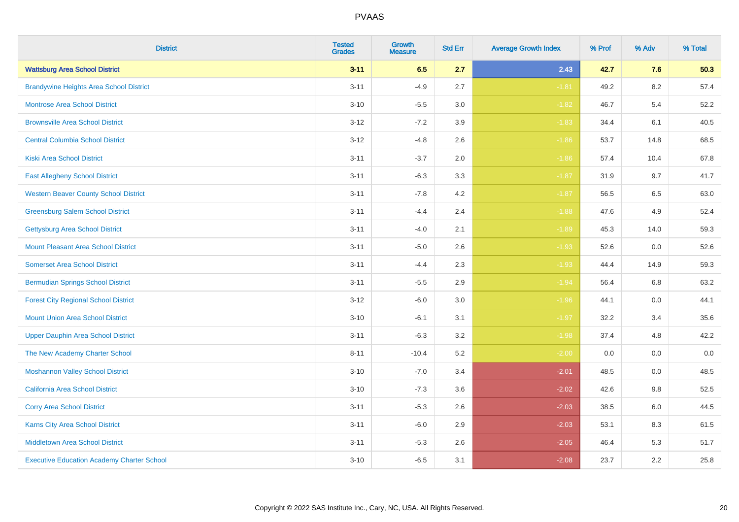# PVAAS

| District | Tested Grades | Growth Measure | Std Err | Average Growth Index | % Prof | % Adv | % Total |
|---|---|---|---|---|---|---|---|
| **Wattsburg Area School District** | **3-11** | **6.5** | **2.7** | **2.43** | **42.7** | **7.6** | **50.3** |
| Brandywine Heights Area School District | 3-11 | -4.9 | 2.7 | -1.81 | 49.2 | 8.2 | 57.4 |
| Montrose Area School District | 3-10 | -5.5 | 3.0 | -1.82 | 46.7 | 5.4 | 52.2 |
| Brownsville Area School District | 3-12 | -7.2 | 3.9 | -1.83 | 34.4 | 6.1 | 40.5 |
| Central Columbia School District | 3-12 | -4.8 | 2.6 | -1.86 | 53.7 | 14.8 | 68.5 |
| Kiski Area School District | 3-11 | -3.7 | 2.0 | -1.86 | 57.4 | 10.4 | 67.8 |
| East Allegheny School District | 3-11 | -6.3 | 3.3 | -1.87 | 31.9 | 9.7 | 41.7 |
| Western Beaver County School District | 3-11 | -7.8 | 4.2 | -1.87 | 56.5 | 6.5 | 63.0 |
| Greensburg Salem School District | 3-11 | -4.4 | 2.4 | -1.88 | 47.6 | 4.9 | 52.4 |
| Gettysburg Area School District | 3-11 | -4.0 | 2.1 | -1.89 | 45.3 | 14.0 | 59.3 |
| Mount Pleasant Area School District | 3-11 | -5.0 | 2.6 | -1.93 | 52.6 | 0.0 | 52.6 |
| Somerset Area School District | 3-11 | -4.4 | 2.3 | -1.93 | 44.4 | 14.9 | 59.3 |
| Bermudian Springs School District | 3-11 | -5.5 | 2.9 | -1.94 | 56.4 | 6.8 | 63.2 |
| Forest City Regional School District | 3-12 | -6.0 | 3.0 | -1.96 | 44.1 | 0.0 | 44.1 |
| Mount Union Area School District | 3-10 | -6.1 | 3.1 | -1.97 | 32.2 | 3.4 | 35.6 |
| Upper Dauphin Area School District | 3-11 | -6.3 | 3.2 | -1.98 | 37.4 | 4.8 | 42.2 |
| The New Academy Charter School | 8-11 | -10.4 | 5.2 | -2.00 | 0.0 | 0.0 | 0.0 |
| Moshannon Valley School District | 3-10 | -7.0 | 3.4 | -2.01 | 48.5 | 0.0 | 48.5 |
| California Area School District | 3-10 | -7.3 | 3.6 | -2.02 | 42.6 | 9.8 | 52.5 |
| Corry Area School District | 3-11 | -5.3 | 2.6 | -2.03 | 38.5 | 6.0 | 44.5 |
| Karns City Area School District | 3-11 | -6.0 | 2.9 | -2.03 | 53.1 | 8.3 | 61.5 |
| Middletown Area School District | 3-11 | -5.3 | 2.6 | -2.05 | 46.4 | 5.3 | 51.7 |
| Executive Education Academy Charter School | 3-10 | -6.5 | 3.1 | -2.08 | 23.7 | 2.2 | 25.8 |

Copyright © 2022 SAS Institute Inc., Cary, NC, USA. All Rights Reserved.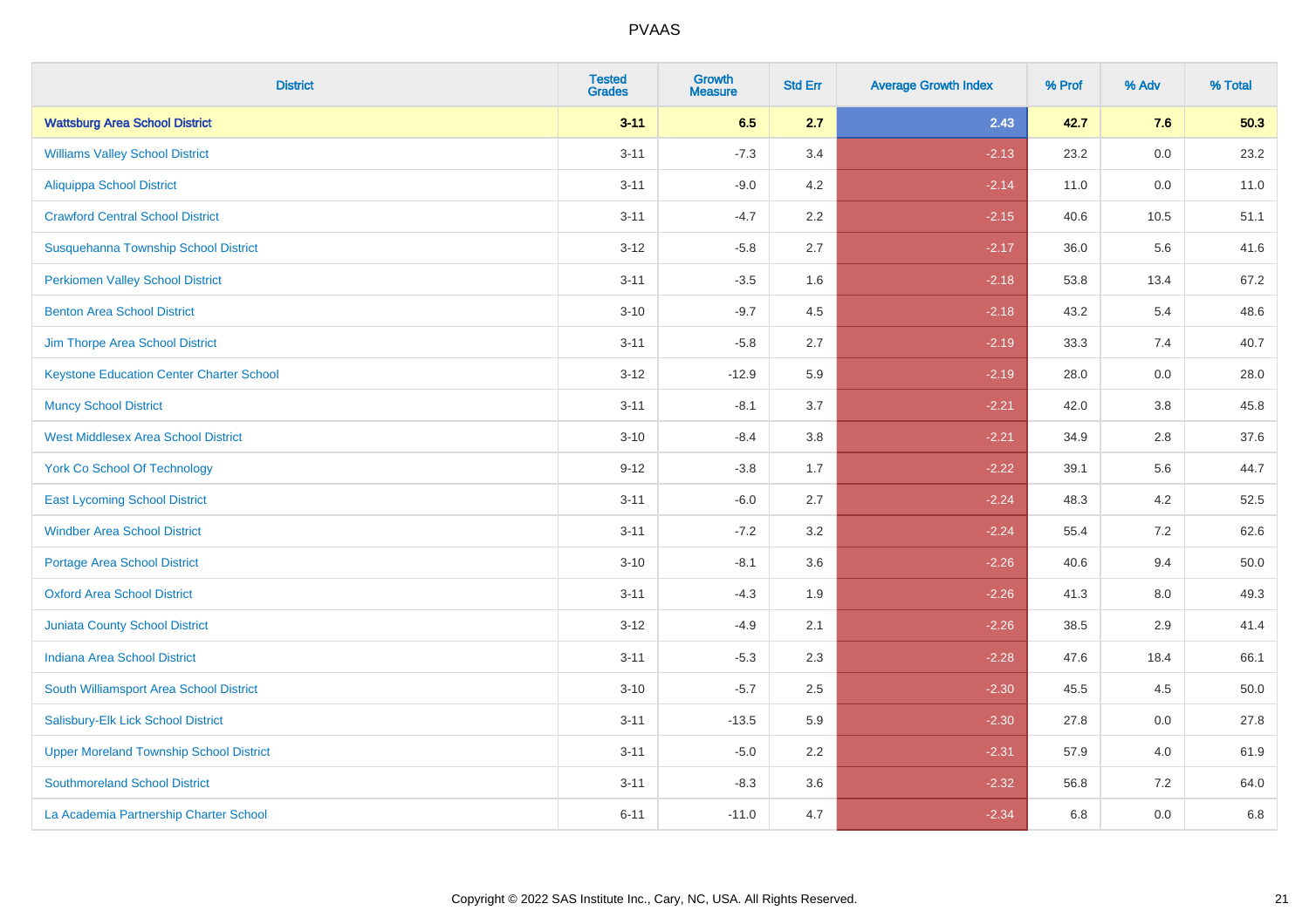# PVAAS

| District | Tested Grades | Growth Measure | Std Err | Average Growth Index | % Prof | % Adv | % Total |
|---|---|---|---|---|---|---|---|
| **Wattsburg Area School District** | **3-11** | **6.5** | **2.7** | **2.43** | **42.7** | **7.6** | **50.3** |
| Williams Valley School District | 3-11 | -7.3 | 3.4 | -2.13 | 23.2 | 0.0 | 23.2 |
| Aliquippa School District | 3-11 | -9.0 | 4.2 | -2.14 | 11.0 | 0.0 | 11.0 |
| Crawford Central School District | 3-11 | -4.7 | 2.2 | -2.15 | 40.6 | 10.5 | 51.1 |
| Susquehanna Township School District | 3-12 | -5.8 | 2.7 | -2.17 | 36.0 | 5.6 | 41.6 |
| Perkiomen Valley School District | 3-11 | -3.5 | 1.6 | -2.18 | 53.8 | 13.4 | 67.2 |
| Benton Area School District | 3-10 | -9.7 | 4.5 | -2.18 | 43.2 | 5.4 | 48.6 |
| Jim Thorpe Area School District | 3-11 | -5.8 | 2.7 | -2.19 | 33.3 | 7.4 | 40.7 |
| Keystone Education Center Charter School | 3-12 | -12.9 | 5.9 | -2.19 | 28.0 | 0.0 | 28.0 |
| Muncy School District | 3-11 | -8.1 | 3.7 | -2.21 | 42.0 | 3.8 | 45.8 |
| West Middlesex Area School District | 3-10 | -8.4 | 3.8 | -2.21 | 34.9 | 2.8 | 37.6 |
| York Co School Of Technology | 9-12 | -3.8 | 1.7 | -2.22 | 39.1 | 5.6 | 44.7 |
| East Lycoming School District | 3-11 | -6.0 | 2.7 | -2.24 | 48.3 | 4.2 | 52.5 |
| Windber Area School District | 3-11 | -7.2 | 3.2 | -2.24 | 55.4 | 7.2 | 62.6 |
| Portage Area School District | 3-10 | -8.1 | 3.6 | -2.26 | 40.6 | 9.4 | 50.0 |
| Oxford Area School District | 3-11 | -4.3 | 1.9 | -2.26 | 41.3 | 8.0 | 49.3 |
| Juniata County School District | 3-12 | -4.9 | 2.1 | -2.26 | 38.5 | 2.9 | 41.4 |
| Indiana Area School District | 3-11 | -5.3 | 2.3 | -2.28 | 47.6 | 18.4 | 66.1 |
| South Williamsport Area School District | 3-10 | -5.7 | 2.5 | -2.30 | 45.5 | 4.5 | 50.0 |
| Salisbury-Elk Lick School District | 3-11 | -13.5 | 5.9 | -2.30 | 27.8 | 0.0 | 27.8 |
| Upper Moreland Township School District | 3-11 | -5.0 | 2.2 | -2.31 | 57.9 | 4.0 | 61.9 |
| Southmoreland School District | 3-11 | -8.3 | 3.6 | -2.32 | 56.8 | 7.2 | 64.0 |
| La Academia Partnership Charter School | 6-11 | -11.0 | 4.7 | -2.34 | 6.8 | 0.0 | 6.8 |

Copyright © 2022 SAS Institute Inc., Cary, NC, USA. All Rights Reserved.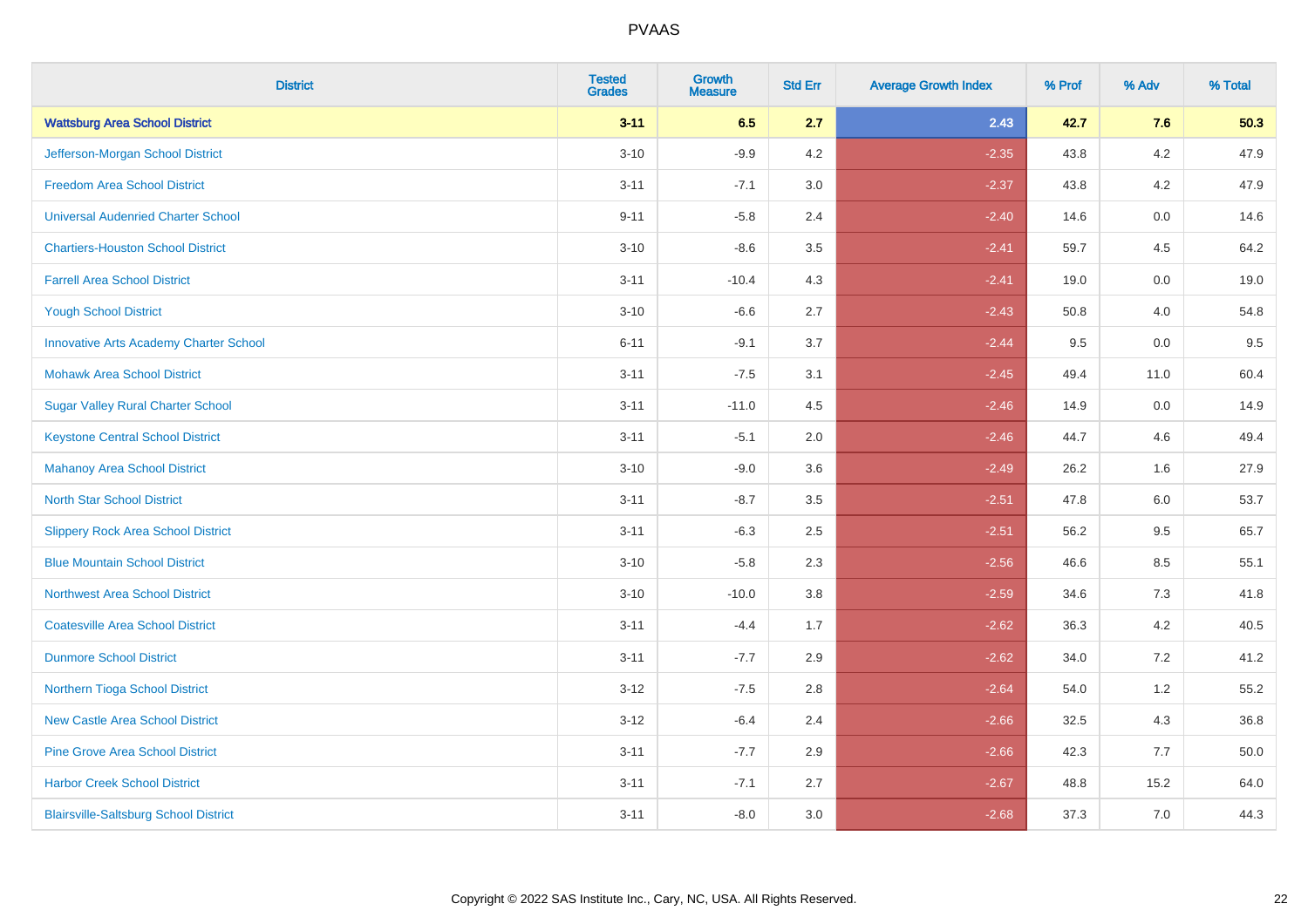| District | Tested Grades | Growth Measure | Std Err | Average Growth Index | % Prof | % Adv | % Total |
|---|---|---|---|---|---|---|---|
| **Wattsburg Area School District** | **3-11** | **6.5** | **2.7** | **2.43** | **42.7** | **7.6** | **50.3** |
| Jefferson-Morgan School District | 3-10 | -9.9 | 4.2 | -2.35 | 43.8 | 4.2 | 47.9 |
| Freedom Area School District | 3-11 | -7.1 | 3.0 | -2.37 | 43.8 | 4.2 | 47.9 |
| Universal Audenried Charter School | 9-11 | -5.8 | 2.4 | -2.40 | 14.6 | 0.0 | 14.6 |
| Chartiers-Houston School District | 3-10 | -8.6 | 3.5 | -2.41 | 59.7 | 4.5 | 64.2 |
| Farrell Area School District | 3-11 | -10.4 | 4.3 | -2.41 | 19.0 | 0.0 | 19.0 |
| Yough School District | 3-10 | -6.6 | 2.7 | -2.43 | 50.8 | 4.0 | 54.8 |
| Innovative Arts Academy Charter School | 6-11 | -9.1 | 3.7 | -2.44 | 9.5 | 0.0 | 9.5 |
| Mohawk Area School District | 3-11 | -7.5 | 3.1 | -2.45 | 49.4 | 11.0 | 60.4 |
| Sugar Valley Rural Charter School | 3-11 | -11.0 | 4.5 | -2.46 | 14.9 | 0.0 | 14.9 |
| Keystone Central School District | 3-11 | -5.1 | 2.0 | -2.46 | 44.7 | 4.6 | 49.4 |
| Mahanoy Area School District | 3-10 | -9.0 | 3.6 | -2.49 | 26.2 | 1.6 | 27.9 |
| North Star School District | 3-11 | -8.7 | 3.5 | -2.51 | 47.8 | 6.0 | 53.7 |
| Slippery Rock Area School District | 3-11 | -6.3 | 2.5 | -2.51 | 56.2 | 9.5 | 65.7 |
| Blue Mountain School District | 3-10 | -5.8 | 2.3 | -2.56 | 46.6 | 8.5 | 55.1 |
| Northwest Area School District | 3-10 | -10.0 | 3.8 | -2.59 | 34.6 | 7.3 | 41.8 |
| Coatesville Area School District | 3-11 | -4.4 | 1.7 | -2.62 | 36.3 | 4.2 | 40.5 |
| Dunmore School District | 3-11 | -7.7 | 2.9 | -2.62 | 34.0 | 7.2 | 41.2 |
| Northern Tioga School District | 3-12 | -7.5 | 2.8 | -2.64 | 54.0 | 1.2 | 55.2 |
| New Castle Area School District | 3-12 | -6.4 | 2.4 | -2.66 | 32.5 | 4.3 | 36.8 |
| Pine Grove Area School District | 3-11 | -7.7 | 2.9 | -2.66 | 42.3 | 7.7 | 50.0 |
| Harbor Creek School District | 3-11 | -7.1 | 2.7 | -2.67 | 48.8 | 15.2 | 64.0 |
| Blairsville-Saltsburg School District | 3-11 | -8.0 | 3.0 | -2.68 | 37.3 | 7.0 | 44.3 |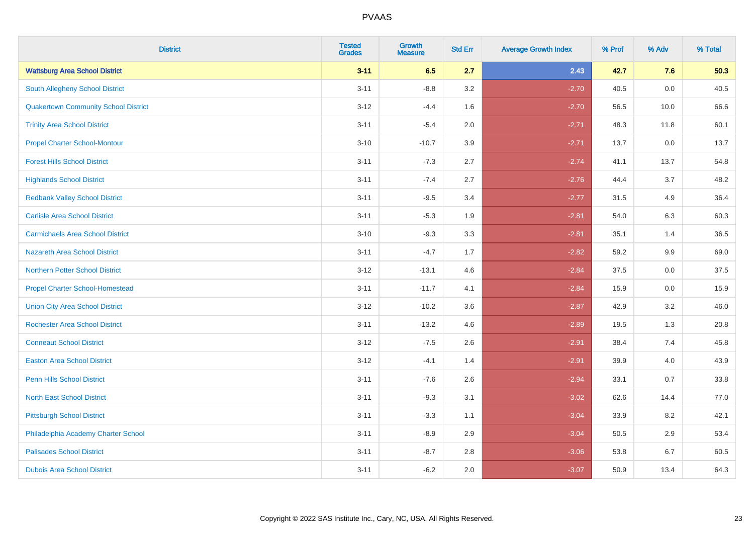PVAAS

| District | Tested Grades | Growth Measure | Std Err | Average Growth Index | % Prof | % Adv | % Total |
|---|---|---|---|---|---|---|---|
| **Wattsburg Area School District** | **3-11** | **6.5** | **2.7** | **2.43** | **42.7** | **7.6** | **50.3** |
| South Allegheny School District | 3-11 | -8.8 | 3.2 | -2.70 | 40.5 | 0.0 | 40.5 |
| Quakertown Community School District | 3-12 | -4.4 | 1.6 | -2.70 | 56.5 | 10.0 | 66.6 |
| Trinity Area School District | 3-11 | -5.4 | 2.0 | -2.71 | 48.3 | 11.8 | 60.1 |
| Propel Charter School-Montour | 3-10 | -10.7 | 3.9 | -2.71 | 13.7 | 0.0 | 13.7 |
| Forest Hills School District | 3-11 | -7.3 | 2.7 | -2.74 | 41.1 | 13.7 | 54.8 |
| Highlands School District | 3-11 | -7.4 | 2.7 | -2.76 | 44.4 | 3.7 | 48.2 |
| Redbank Valley School District | 3-11 | -9.5 | 3.4 | -2.77 | 31.5 | 4.9 | 36.4 |
| Carlisle Area School District | 3-11 | -5.3 | 1.9 | -2.81 | 54.0 | 6.3 | 60.3 |
| Carmichaels Area School District | 3-10 | -9.3 | 3.3 | -2.81 | 35.1 | 1.4 | 36.5 |
| Nazareth Area School District | 3-11 | -4.7 | 1.7 | -2.82 | 59.2 | 9.9 | 69.0 |
| Northern Potter School District | 3-12 | -13.1 | 4.6 | -2.84 | 37.5 | 0.0 | 37.5 |
| Propel Charter School-Homestead | 3-11 | -11.7 | 4.1 | -2.84 | 15.9 | 0.0 | 15.9 |
| Union City Area School District | 3-12 | -10.2 | 3.6 | -2.87 | 42.9 | 3.2 | 46.0 |
| Rochester Area School District | 3-11 | -13.2 | 4.6 | -2.89 | 19.5 | 1.3 | 20.8 |
| Conneaut School District | 3-12 | -7.5 | 2.6 | -2.91 | 38.4 | 7.4 | 45.8 |
| Easton Area School District | 3-12 | -4.1 | 1.4 | -2.91 | 39.9 | 4.0 | 43.9 |
| Penn Hills School District | 3-11 | -7.6 | 2.6 | -2.94 | 33.1 | 0.7 | 33.8 |
| North East School District | 3-11 | -9.3 | 3.1 | -3.02 | 62.6 | 14.4 | 77.0 |
| Pittsburgh School District | 3-11 | -3.3 | 1.1 | -3.04 | 33.9 | 8.2 | 42.1 |
| Philadelphia Academy Charter School | 3-11 | -8.9 | 2.9 | -3.04 | 50.5 | 2.9 | 53.4 |
| Palisades School District | 3-11 | -8.7 | 2.8 | -3.06 | 53.8 | 6.7 | 60.5 |
| Dubois Area School District | 3-11 | -6.2 | 2.0 | -3.07 | 50.9 | 13.4 | 64.3 |

Copyright © 2022 SAS Institute Inc., Cary, NC, USA. All Rights Reserved.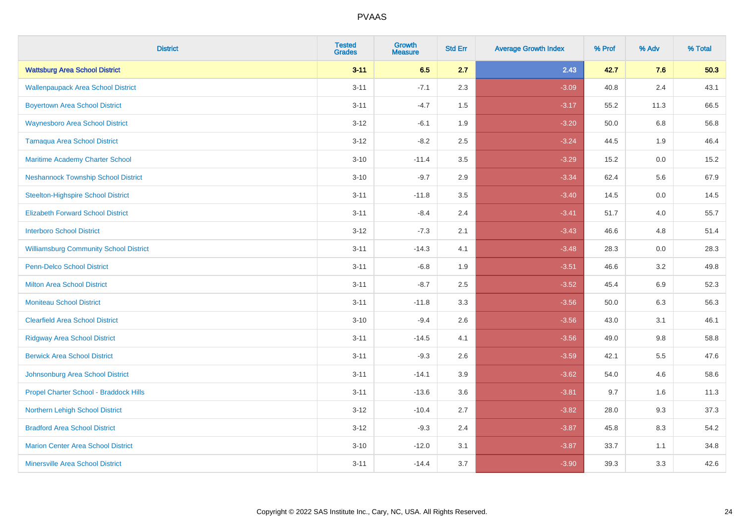| District | Tested Grades | Growth Measure | Std Err | Average Growth Index | % Prof | % Adv | % Total |
|---|---|---|---|---|---|---|---|
| **Wattsburg Area School District** | **3-11** | **6.5** | **2.7** | **2.43** | **42.7** | **7.6** | **50.3** |
| Wallenpaupack Area School District | 3-11 | -7.1 | 2.3 | -3.09 | 40.8 | 2.4 | 43.1 |
| Boyertown Area School District | 3-11 | -4.7 | 1.5 | -3.17 | 55.2 | 11.3 | 66.5 |
| Waynesboro Area School District | 3-12 | -6.1 | 1.9 | -3.20 | 50.0 | 6.8 | 56.8 |
| Tamaqua Area School District | 3-12 | -8.2 | 2.5 | -3.24 | 44.5 | 1.9 | 46.4 |
| Maritime Academy Charter School | 3-10 | -11.4 | 3.5 | -3.29 | 15.2 | 0.0 | 15.2 |
| Neshannock Township School District | 3-10 | -9.7 | 2.9 | -3.34 | 62.4 | 5.6 | 67.9 |
| Steelton-Highspire School District | 3-11 | -11.8 | 3.5 | -3.40 | 14.5 | 0.0 | 14.5 |
| Elizabeth Forward School District | 3-11 | -8.4 | 2.4 | -3.41 | 51.7 | 4.0 | 55.7 |
| Interboro School District | 3-12 | -7.3 | 2.1 | -3.43 | 46.6 | 4.8 | 51.4 |
| Williamsburg Community School District | 3-11 | -14.3 | 4.1 | -3.48 | 28.3 | 0.0 | 28.3 |
| Penn-Delco School District | 3-11 | -6.8 | 1.9 | -3.51 | 46.6 | 3.2 | 49.8 |
| Milton Area School District | 3-11 | -8.7 | 2.5 | -3.52 | 45.4 | 6.9 | 52.3 |
| Moniteau School District | 3-11 | -11.8 | 3.3 | -3.56 | 50.0 | 6.3 | 56.3 |
| Clearfield Area School District | 3-10 | -9.4 | 2.6 | -3.56 | 43.0 | 3.1 | 46.1 |
| Ridgway Area School District | 3-11 | -14.5 | 4.1 | -3.56 | 49.0 | 9.8 | 58.8 |
| Berwick Area School District | 3-11 | -9.3 | 2.6 | -3.59 | 42.1 | 5.5 | 47.6 |
| Johnsonburg Area School District | 3-11 | -14.1 | 3.9 | -3.62 | 54.0 | 4.6 | 58.6 |
| Propel Charter School - Braddock Hills | 3-11 | -13.6 | 3.6 | -3.81 | 9.7 | 1.6 | 11.3 |
| Northern Lehigh School District | 3-12 | -10.4 | 2.7 | -3.82 | 28.0 | 9.3 | 37.3 |
| Bradford Area School District | 3-12 | -9.3 | 2.4 | -3.87 | 45.8 | 8.3 | 54.2 |
| Marion Center Area School District | 3-10 | -12.0 | 3.1 | -3.87 | 33.7 | 1.1 | 34.8 |
| Minersville Area School District | 3-11 | -14.4 | 3.7 | -3.90 | 39.3 | 3.3 | 42.6 |

Copyright © 2022 SAS Institute Inc., Cary, NC, USA. All Rights Reserved.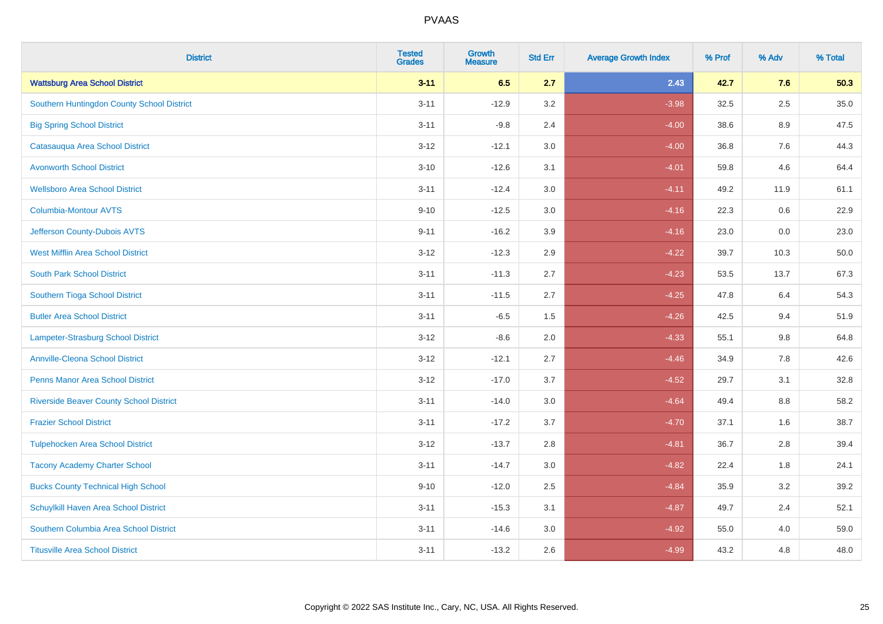# PVAAS

| District | Tested Grades | Growth Measure | Std Err | Average Growth Index | % Prof | % Adv | % Total |
|---|---|---|---|---|---|---|---|
| **Wattsburg Area School District** | **3-11** | **6.5** | **2.7** | **2.43** | **42.7** | **7.6** | **50.3** |
| Southern Huntingdon County School District | 3-11 | -12.9 | 3.2 | -3.98 | 32.5 | 2.5 | 35.0 |
| Big Spring School District | 3-11 | -9.8 | 2.4 | -4.00 | 38.6 | 8.9 | 47.5 |
| Catasauqua Area School District | 3-12 | -12.1 | 3.0 | -4.00 | 36.8 | 7.6 | 44.3 |
| Avonworth School District | 3-10 | -12.6 | 3.1 | -4.01 | 59.8 | 4.6 | 64.4 |
| Wellsboro Area School District | 3-11 | -12.4 | 3.0 | -4.11 | 49.2 | 11.9 | 61.1 |
| Columbia-Montour AVTS | 9-10 | -12.5 | 3.0 | -4.16 | 22.3 | 0.6 | 22.9 |
| Jefferson County-Dubois AVTS | 9-11 | -16.2 | 3.9 | -4.16 | 23.0 | 0.0 | 23.0 |
| West Mifflin Area School District | 3-12 | -12.3 | 2.9 | -4.22 | 39.7 | 10.3 | 50.0 |
| South Park School District | 3-11 | -11.3 | 2.7 | -4.23 | 53.5 | 13.7 | 67.3 |
| Southern Tioga School District | 3-11 | -11.5 | 2.7 | -4.25 | 47.8 | 6.4 | 54.3 |
| Butler Area School District | 3-11 | -6.5 | 1.5 | -4.26 | 42.5 | 9.4 | 51.9 |
| Lampeter-Strasburg School District | 3-12 | -8.6 | 2.0 | -4.33 | 55.1 | 9.8 | 64.8 |
| Annville-Cleona School District | 3-12 | -12.1 | 2.7 | -4.46 | 34.9 | 7.8 | 42.6 |
| Penns Manor Area School District | 3-12 | -17.0 | 3.7 | -4.52 | 29.7 | 3.1 | 32.8 |
| Riverside Beaver County School District | 3-11 | -14.0 | 3.0 | -4.64 | 49.4 | 8.8 | 58.2 |
| Frazier School District | 3-11 | -17.2 | 3.7 | -4.70 | 37.1 | 1.6 | 38.7 |
| Tulpehocken Area School District | 3-12 | -13.7 | 2.8 | -4.81 | 36.7 | 2.8 | 39.4 |
| Tacony Academy Charter School | 3-11 | -14.7 | 3.0 | -4.82 | 22.4 | 1.8 | 24.1 |
| Bucks County Technical High School | 9-10 | -12.0 | 2.5 | -4.84 | 35.9 | 3.2 | 39.2 |
| Schuylkill Haven Area School District | 3-11 | -15.3 | 3.1 | -4.87 | 49.7 | 2.4 | 52.1 |
| Southern Columbia Area School District | 3-11 | -14.6 | 3.0 | -4.92 | 55.0 | 4.0 | 59.0 |
| Titusville Area School District | 3-11 | -13.2 | 2.6 | -4.99 | 43.2 | 4.8 | 48.0 |

Copyright © 2022 SAS Institute Inc., Cary, NC, USA. All Rights Reserved.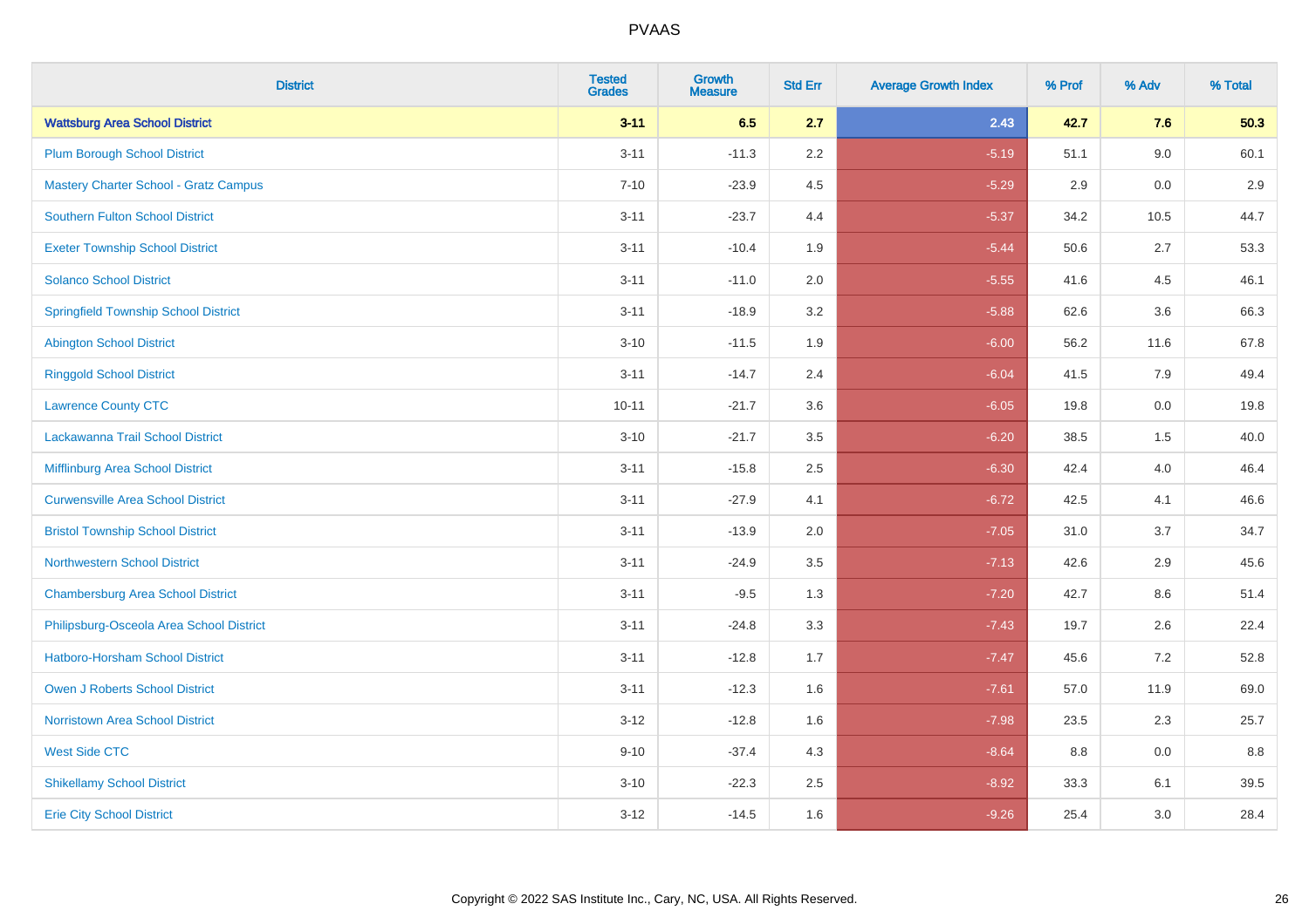# PVAAS

| District | Tested Grades | Growth Measure | Std Err | Average Growth Index | % Prof | % Adv | % Total |
|---|---|---|---|---|---|---|---|
| **Wattsburg Area School District** | **3-11** | **6.5** | **2.7** | **2.43** | **42.7** | **7.6** | **50.3** |
| Plum Borough School District | 3-11 | -11.3 | 2.2 | -5.19 | 51.1 | 9.0 | 60.1 |
| Mastery Charter School - Gratz Campus | 7-10 | -23.9 | 4.5 | -5.29 | 2.9 | 0.0 | 2.9 |
| Southern Fulton School District | 3-11 | -23.7 | 4.4 | -5.37 | 34.2 | 10.5 | 44.7 |
| Exeter Township School District | 3-11 | -10.4 | 1.9 | -5.44 | 50.6 | 2.7 | 53.3 |
| Solanco School District | 3-11 | -11.0 | 2.0 | -5.55 | 41.6 | 4.5 | 46.1 |
| Springfield Township School District | 3-11 | -18.9 | 3.2 | -5.88 | 62.6 | 3.6 | 66.3 |
| Abington School District | 3-10 | -11.5 | 1.9 | -6.00 | 56.2 | 11.6 | 67.8 |
| Ringgold School District | 3-11 | -14.7 | 2.4 | -6.04 | 41.5 | 7.9 | 49.4 |
| Lawrence County CTC | 10-11 | -21.7 | 3.6 | -6.05 | 19.8 | 0.0 | 19.8 |
| Lackawanna Trail School District | 3-10 | -21.7 | 3.5 | -6.20 | 38.5 | 1.5 | 40.0 |
| Mifflinburg Area School District | 3-11 | -15.8 | 2.5 | -6.30 | 42.4 | 4.0 | 46.4 |
| Curwensville Area School District | 3-11 | -27.9 | 4.1 | -6.72 | 42.5 | 4.1 | 46.6 |
| Bristol Township School District | 3-11 | -13.9 | 2.0 | -7.05 | 31.0 | 3.7 | 34.7 |
| Northwestern School District | 3-11 | -24.9 | 3.5 | -7.13 | 42.6 | 2.9 | 45.6 |
| Chambersburg Area School District | 3-11 | -9.5 | 1.3 | -7.20 | 42.7 | 8.6 | 51.4 |
| Philipsburg-Osceola Area School District | 3-11 | -24.8 | 3.3 | -7.43 | 19.7 | 2.6 | 22.4 |
| Hatboro-Horsham School District | 3-11 | -12.8 | 1.7 | -7.47 | 45.6 | 7.2 | 52.8 |
| Owen J Roberts School District | 3-11 | -12.3 | 1.6 | -7.61 | 57.0 | 11.9 | 69.0 |
| Norristown Area School District | 3-12 | -12.8 | 1.6 | -7.98 | 23.5 | 2.3 | 25.7 |
| West Side CTC | 9-10 | -37.4 | 4.3 | -8.64 | 8.8 | 0.0 | 8.8 |
| Shikellamy School District | 3-10 | -22.3 | 2.5 | -8.92 | 33.3 | 6.1 | 39.5 |
| Erie City School District | 3-12 | -14.5 | 1.6 | -9.26 | 25.4 | 3.0 | 28.4 |

Copyright © 2022 SAS Institute Inc., Cary, NC, USA. All Rights Reserved.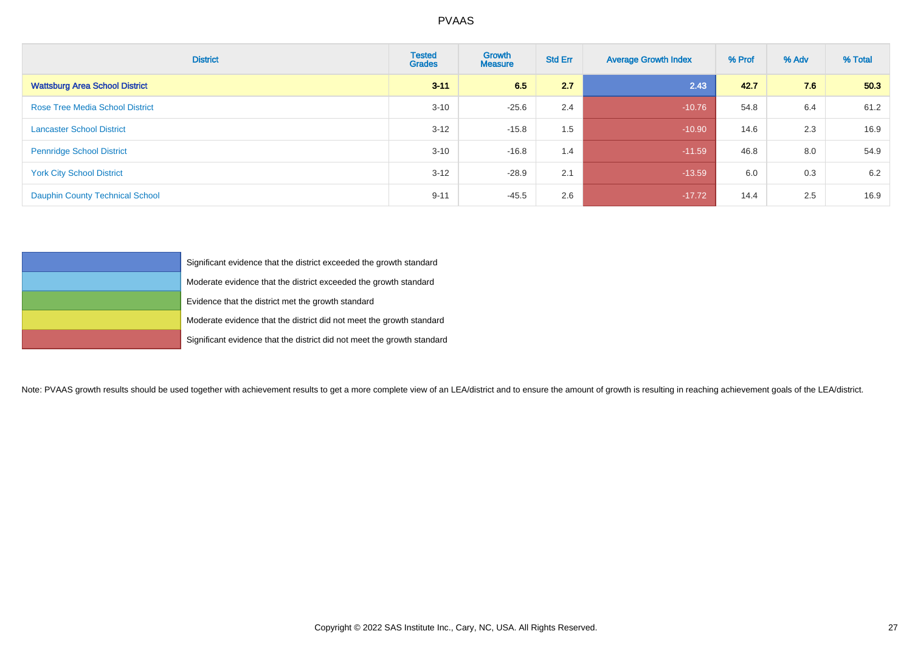PVAAS

| District | Tested Grades | Growth Measure | Std Err | Average Growth Index | % Prof | % Adv | % Total |
|---|---|---|---|---|---|---|---|
| **Wattsburg Area School District** | **3-11** | **6.5** | **2.7** | **2.43** | **42.7** | **7.6** | **50.3** |
| Rose Tree Media School District | 3-10 | -25.6 | 2.4 | -10.76 | 54.8 | 6.4 | 61.2 |
| Lancaster School District | 3-12 | -15.8 | 1.5 | -10.90 | 14.6 | 2.3 | 16.9 |
| Pennridge School District | 3-10 | -16.8 | 1.4 | -11.59 | 46.8 | 8.0 | 54.9 |
| York City School District | 3-12 | -28.9 | 2.1 | -13.59 | 6.0 | 0.3 | 6.2 |
| Dauphin County Technical School | 9-11 | -45.5 | 2.6 | -17.72 | 14.4 | 2.5 | 16.9 |

- Significant evidence that the district exceeded the growth standard
- Moderate evidence that the district exceeded the growth standard
- Evidence that the district met the growth standard
- Moderate evidence that the district did not meet the growth standard
- Significant evidence that the district did not meet the growth standard

Note: PVAAS growth results should be used together with achievement results to get a more complete view of an LEA/district and to ensure the amount of growth is resulting in reaching achievement goals of the LEA/district.

Copyright © 2022 SAS Institute Inc., Cary, NC, USA. All Rights Reserved.